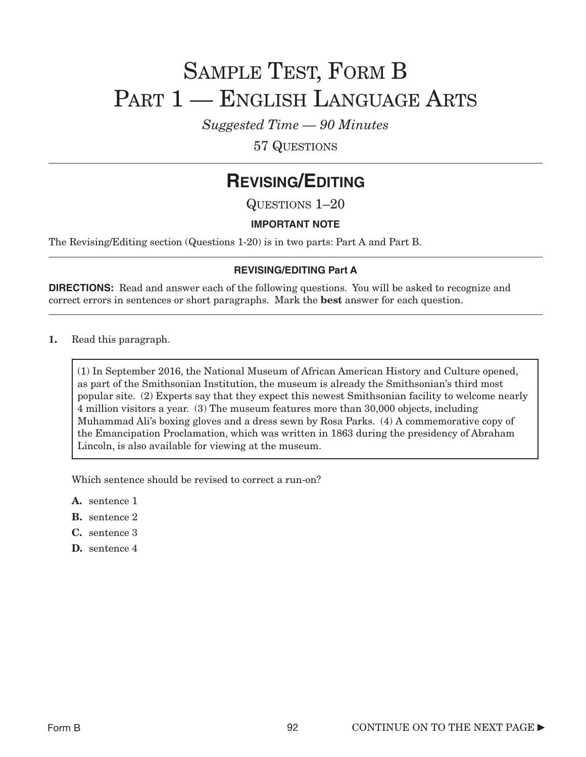# Sample Test, Form B
# Part 1 — English Language Arts

*Suggested Time — 90 Minutes*

57 Questions

---

## Revising/Editing

Questions 1–20

**IMPORTANT NOTE**

The Revising/Editing section (Questions 1-20) is in two parts: Part A and Part B.

---

### REVISING/EDITING Part A

**DIRECTIONS:** Read and answer each of the following questions. You will be asked to recognize and correct errors in sentences or short paragraphs. Mark the **best** answer for each question.

---

**1.** Read this paragraph.

> (1) In September 2016, the National Museum of African American History and Culture opened, as part of the Smithsonian Institution, the museum is already the Smithsonian's third most popular site. (2) Experts say that they expect this newest Smithsonian facility to welcome nearly 4 million visitors a year. (3) The museum features more than 30,000 objects, including Muhammad Ali's boxing gloves and a dress sewn by Rosa Parks. (4) A commemorative copy of the Emancipation Proclamation, which was written in 1863 during the presidency of Abraham Lincoln, is also available for viewing at the museum.

Which sentence should be revised to correct a run-on?

- **A.** sentence 1
- **B.** sentence 2
- **C.** sentence 3
- **D.** sentence 4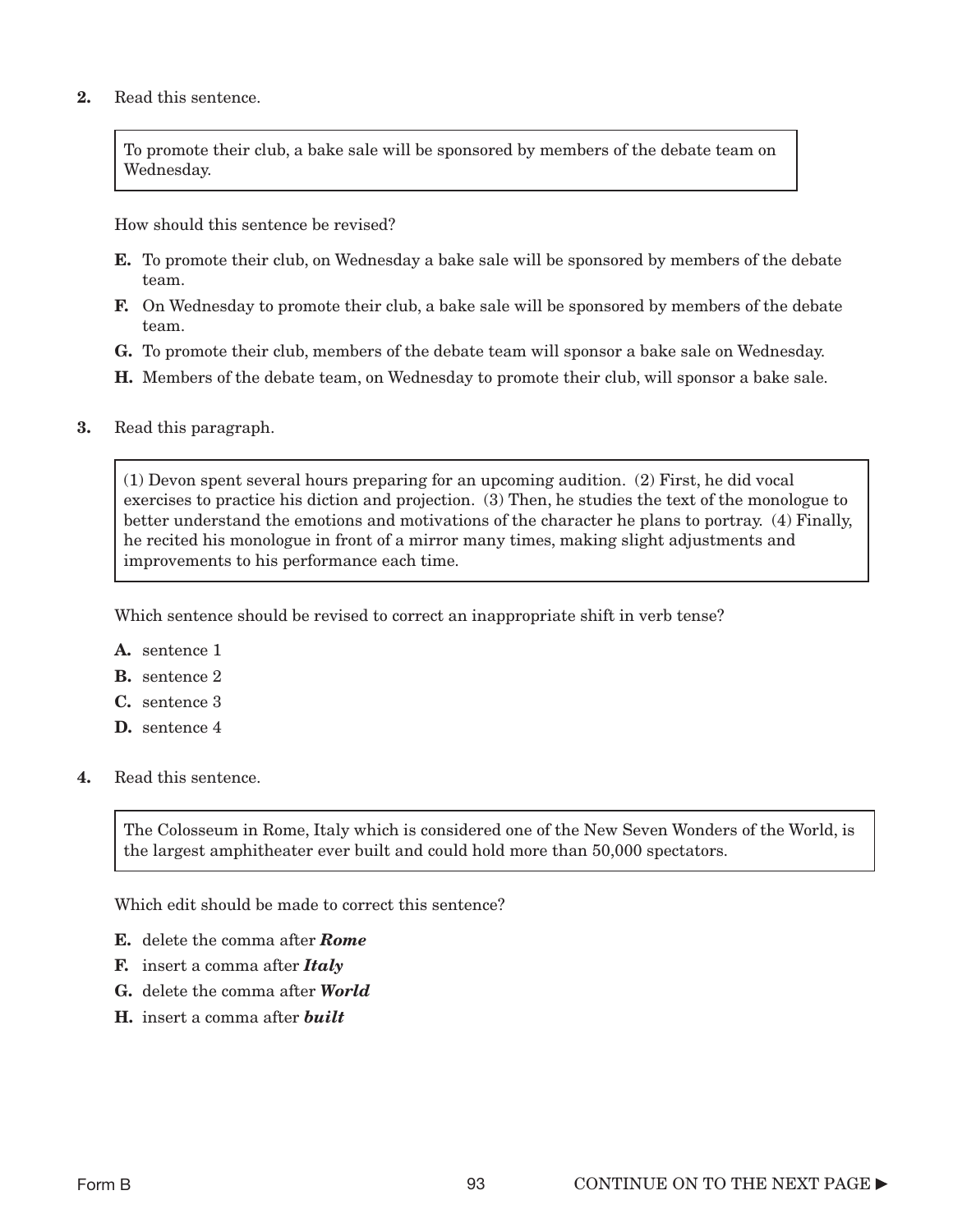**2.** Read this sentence.

> To promote their club, a bake sale will be sponsored by members of the debate team on Wednesday.

How should this sentence be revised?

- **E.** To promote their club, on Wednesday a bake sale will be sponsored by members of the debate team.
- **F.** On Wednesday to promote their club, a bake sale will be sponsored by members of the debate team.
- **G.** To promote their club, members of the debate team will sponsor a bake sale on Wednesday.
- **H.** Members of the debate team, on Wednesday to promote their club, will sponsor a bake sale.

**3.** Read this paragraph.

> (1) Devon spent several hours preparing for an upcoming audition. (2) First, he did vocal exercises to practice his diction and projection. (3) Then, he studies the text of the monologue to better understand the emotions and motivations of the character he plans to portray. (4) Finally, he recited his monologue in front of a mirror many times, making slight adjustments and improvements to his performance each time.

Which sentence should be revised to correct an inappropriate shift in verb tense?

- **A.** sentence 1
- **B.** sentence 2
- **C.** sentence 3
- **D.** sentence 4

**4.** Read this sentence.

> The Colosseum in Rome, Italy which is considered one of the New Seven Wonders of the World, is the largest amphitheater ever built and could hold more than 50,000 spectators.

Which edit should be made to correct this sentence?

- **E.** delete the comma after ***Rome***
- **F.** insert a comma after ***Italy***
- **G.** delete the comma after ***World***
- **H.** insert a comma after ***built***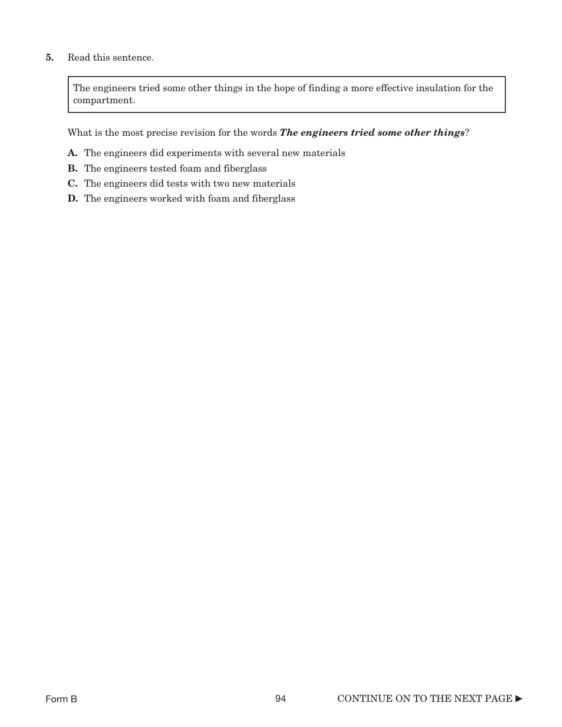**5.** Read this sentence.

> The engineers tried some other things in the hope of finding a more effective insulation for the compartment.

What is the most precise revision for the words ***The engineers tried some other things***?

**A.** The engineers did experiments with several new materials

**B.** The engineers tested foam and fiberglass

**C.** The engineers did tests with two new materials

**D.** The engineers worked with foam and fiberglass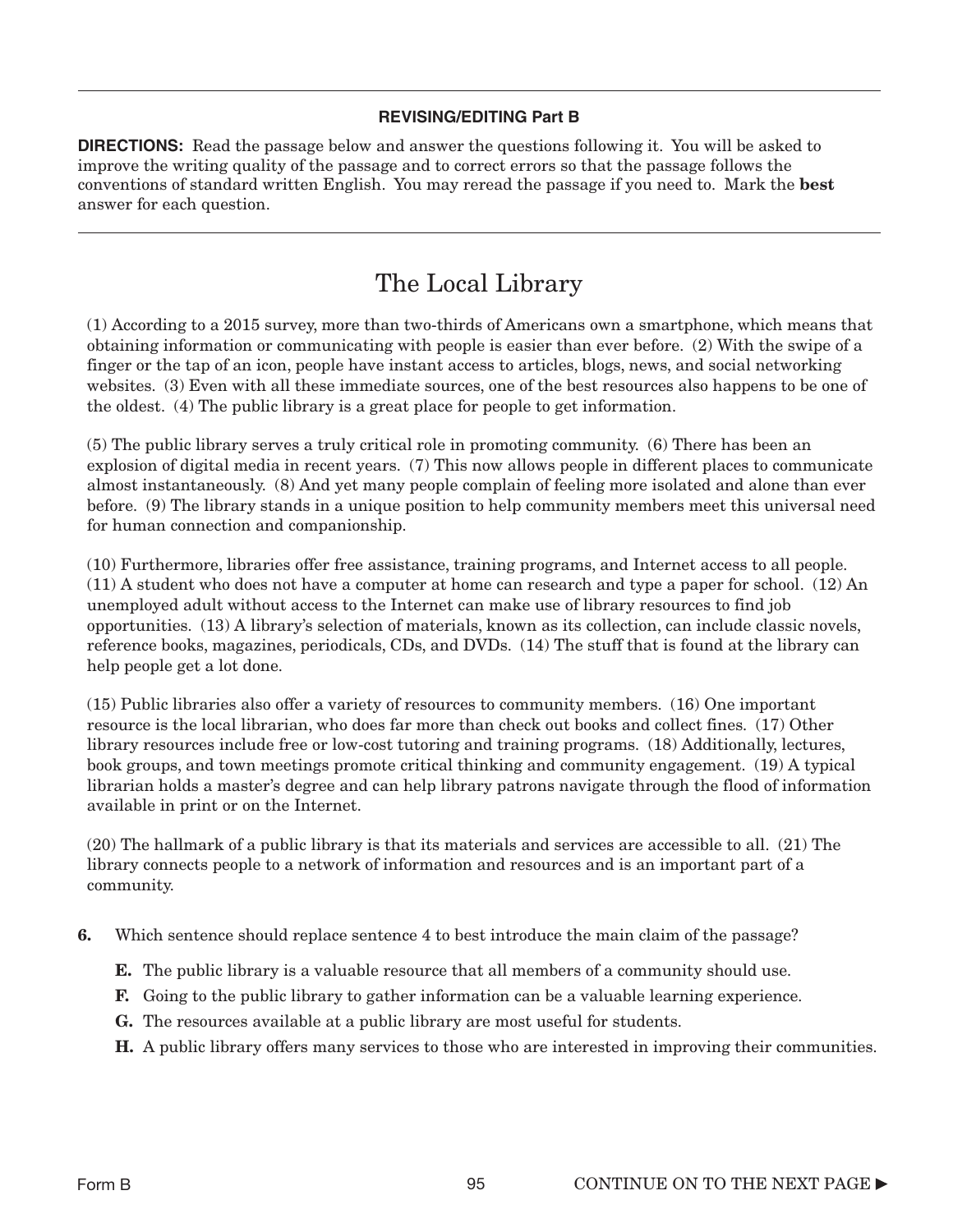**REVISING/EDITING Part B**

**DIRECTIONS:** Read the passage below and answer the questions following it. You will be asked to improve the writing quality of the passage and to correct errors so that the passage follows the conventions of standard written English. You may reread the passage if you need to. Mark the **best** answer for each question.

# The Local Library

(1) According to a 2015 survey, more than two-thirds of Americans own a smartphone, which means that obtaining information or communicating with people is easier than ever before. (2) With the swipe of a finger or the tap of an icon, people have instant access to articles, blogs, news, and social networking websites. (3) Even with all these immediate sources, one of the best resources also happens to be one of the oldest. (4) The public library is a great place for people to get information.

(5) The public library serves a truly critical role in promoting community. (6) There has been an explosion of digital media in recent years. (7) This now allows people in different places to communicate almost instantaneously. (8) And yet many people complain of feeling more isolated and alone than ever before. (9) The library stands in a unique position to help community members meet this universal need for human connection and companionship.

(10) Furthermore, libraries offer free assistance, training programs, and Internet access to all people. (11) A student who does not have a computer at home can research and type a paper for school. (12) An unemployed adult without access to the Internet can make use of library resources to find job opportunities. (13) A library's selection of materials, known as its collection, can include classic novels, reference books, magazines, periodicals, CDs, and DVDs. (14) The stuff that is found at the library can help people get a lot done.

(15) Public libraries also offer a variety of resources to community members. (16) One important resource is the local librarian, who does far more than check out books and collect fines. (17) Other library resources include free or low-cost tutoring and training programs. (18) Additionally, lectures, book groups, and town meetings promote critical thinking and community engagement. (19) A typical librarian holds a master's degree and can help library patrons navigate through the flood of information available in print or on the Internet.

(20) The hallmark of a public library is that its materials and services are accessible to all. (21) The library connects people to a network of information and resources and is an important part of a community.

**6.** Which sentence should replace sentence 4 to best introduce the main claim of the passage?

- **E.** The public library is a valuable resource that all members of a community should use.
- **F.** Going to the public library to gather information can be a valuable learning experience.
- **G.** The resources available at a public library are most useful for students.
- **H.** A public library offers many services to those who are interested in improving their communities.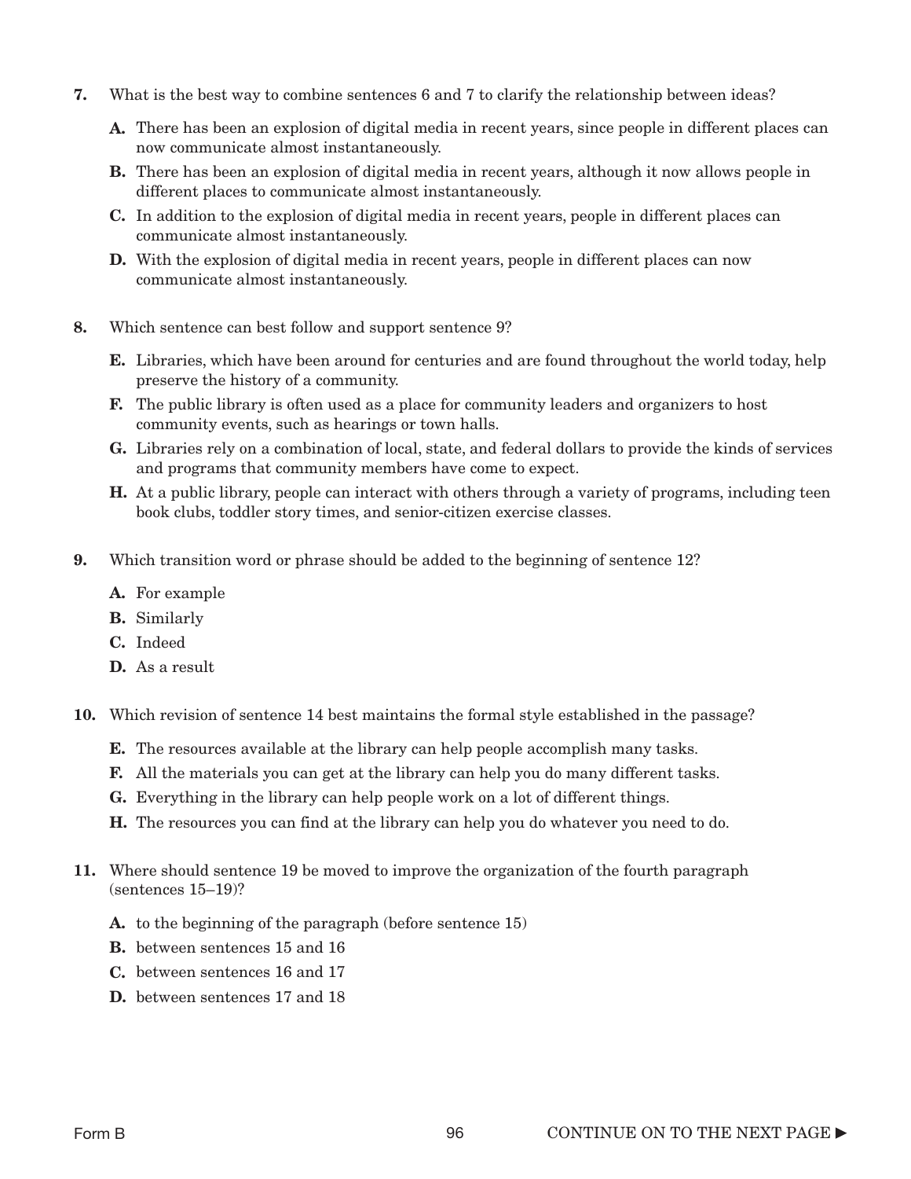**7.** What is the best way to combine sentences 6 and 7 to clarify the relationship between ideas?

- **A.** There has been an explosion of digital media in recent years, since people in different places can now communicate almost instantaneously.
- **B.** There has been an explosion of digital media in recent years, although it now allows people in different places to communicate almost instantaneously.
- **C.** In addition to the explosion of digital media in recent years, people in different places can communicate almost instantaneously.
- **D.** With the explosion of digital media in recent years, people in different places can now communicate almost instantaneously.

**8.** Which sentence can best follow and support sentence 9?

- **E.** Libraries, which have been around for centuries and are found throughout the world today, help preserve the history of a community.
- **F.** The public library is often used as a place for community leaders and organizers to host community events, such as hearings or town halls.
- **G.** Libraries rely on a combination of local, state, and federal dollars to provide the kinds of services and programs that community members have come to expect.
- **H.** At a public library, people can interact with others through a variety of programs, including teen book clubs, toddler story times, and senior-citizen exercise classes.

**9.** Which transition word or phrase should be added to the beginning of sentence 12?

- **A.** For example
- **B.** Similarly
- **C.** Indeed
- **D.** As a result

**10.** Which revision of sentence 14 best maintains the formal style established in the passage?

- **E.** The resources available at the library can help people accomplish many tasks.
- **F.** All the materials you can get at the library can help you do many different tasks.
- **G.** Everything in the library can help people work on a lot of different things.
- **H.** The resources you can find at the library can help you do whatever you need to do.

**11.** Where should sentence 19 be moved to improve the organization of the fourth paragraph (sentences 15–19)?

- **A.** to the beginning of the paragraph (before sentence 15)
- **B.** between sentences 15 and 16
- **C.** between sentences 16 and 17
- **D.** between sentences 17 and 18

CONTINUE ON TO THE NEXT PAGE ►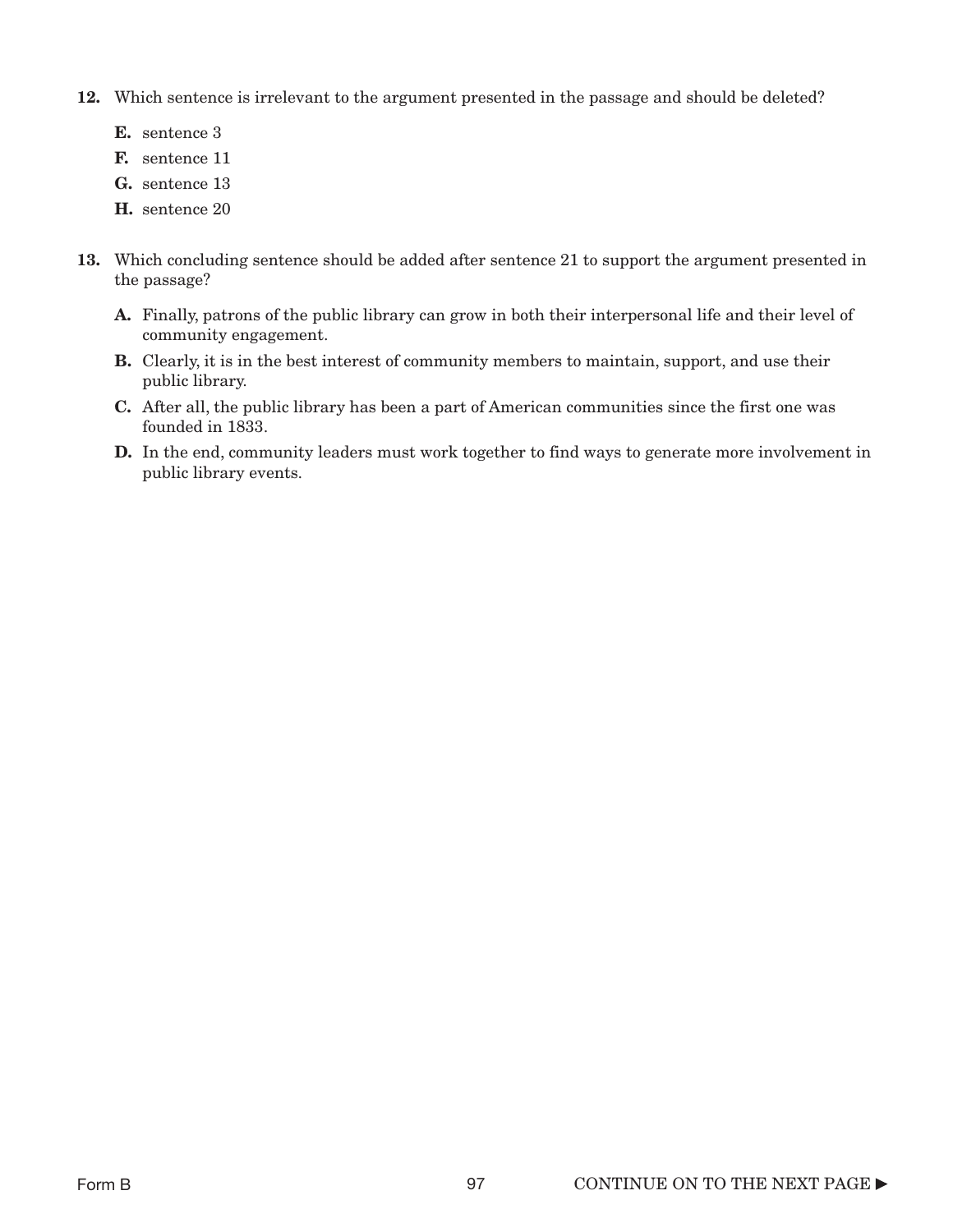12. Which sentence is irrelevant to the argument presented in the passage and should be deleted?

    **E.** sentence 3

    **F.** sentence 11

    **G.** sentence 13

    **H.** sentence 20

13. Which concluding sentence should be added after sentence 21 to support the argument presented in the passage?

    **A.** Finally, patrons of the public library can grow in both their interpersonal life and their level of community engagement.

    **B.** Clearly, it is in the best interest of community members to maintain, support, and use their public library.

    **C.** After all, the public library has been a part of American communities since the first one was founded in 1833.

    **D.** In the end, community leaders must work together to find ways to generate more involvement in public library events.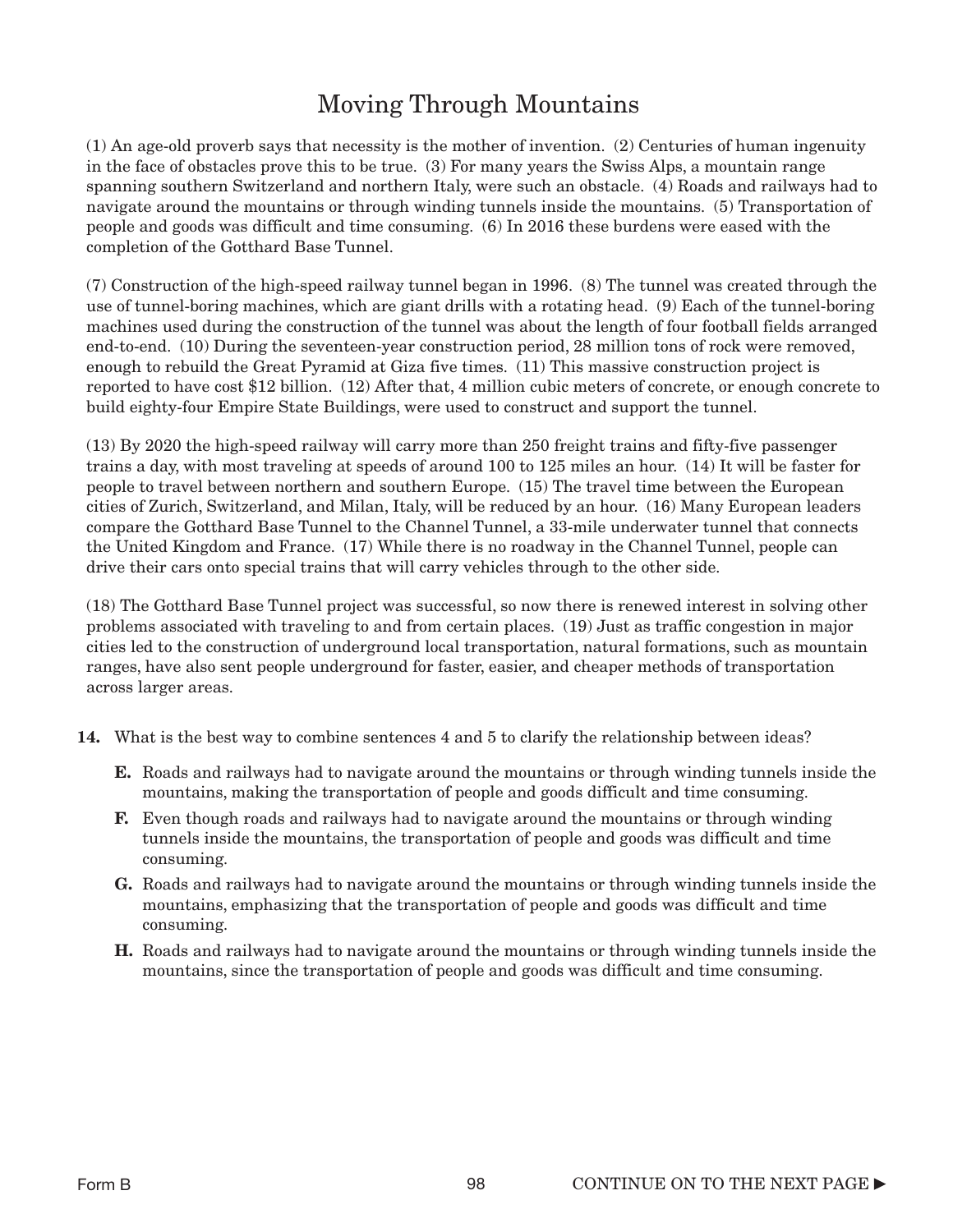# Moving Through Mountains

(1) An age-old proverb says that necessity is the mother of invention. (2) Centuries of human ingenuity in the face of obstacles prove this to be true. (3) For many years the Swiss Alps, a mountain range spanning southern Switzerland and northern Italy, were such an obstacle. (4) Roads and railways had to navigate around the mountains or through winding tunnels inside the mountains. (5) Transportation of people and goods was difficult and time consuming. (6) In 2016 these burdens were eased with the completion of the Gotthard Base Tunnel.

(7) Construction of the high-speed railway tunnel began in 1996. (8) The tunnel was created through the use of tunnel-boring machines, which are giant drills with a rotating head. (9) Each of the tunnel-boring machines used during the construction of the tunnel was about the length of four football fields arranged end-to-end. (10) During the seventeen-year construction period, 28 million tons of rock were removed, enough to rebuild the Great Pyramid at Giza five times. (11) This massive construction project is reported to have cost $12 billion. (12) After that, 4 million cubic meters of concrete, or enough concrete to build eighty-four Empire State Buildings, were used to construct and support the tunnel.

(13) By 2020 the high-speed railway will carry more than 250 freight trains and fifty-five passenger trains a day, with most traveling at speeds of around 100 to 125 miles an hour. (14) It will be faster for people to travel between northern and southern Europe. (15) The travel time between the European cities of Zurich, Switzerland, and Milan, Italy, will be reduced by an hour. (16) Many European leaders compare the Gotthard Base Tunnel to the Channel Tunnel, a 33-mile underwater tunnel that connects the United Kingdom and France. (17) While there is no roadway in the Channel Tunnel, people can drive their cars onto special trains that will carry vehicles through to the other side.

(18) The Gotthard Base Tunnel project was successful, so now there is renewed interest in solving other problems associated with traveling to and from certain places. (19) Just as traffic congestion in major cities led to the construction of underground local transportation, natural formations, such as mountain ranges, have also sent people underground for faster, easier, and cheaper methods of transportation across larger areas.

**14.** What is the best way to combine sentences 4 and 5 to clarify the relationship between ideas?

- **E.** Roads and railways had to navigate around the mountains or through winding tunnels inside the mountains, making the transportation of people and goods difficult and time consuming.
- **F.** Even though roads and railways had to navigate around the mountains or through winding tunnels inside the mountains, the transportation of people and goods was difficult and time consuming.
- **G.** Roads and railways had to navigate around the mountains or through winding tunnels inside the mountains, emphasizing that the transportation of people and goods was difficult and time consuming.
- **H.** Roads and railways had to navigate around the mountains or through winding tunnels inside the mountains, since the transportation of people and goods was difficult and time consuming.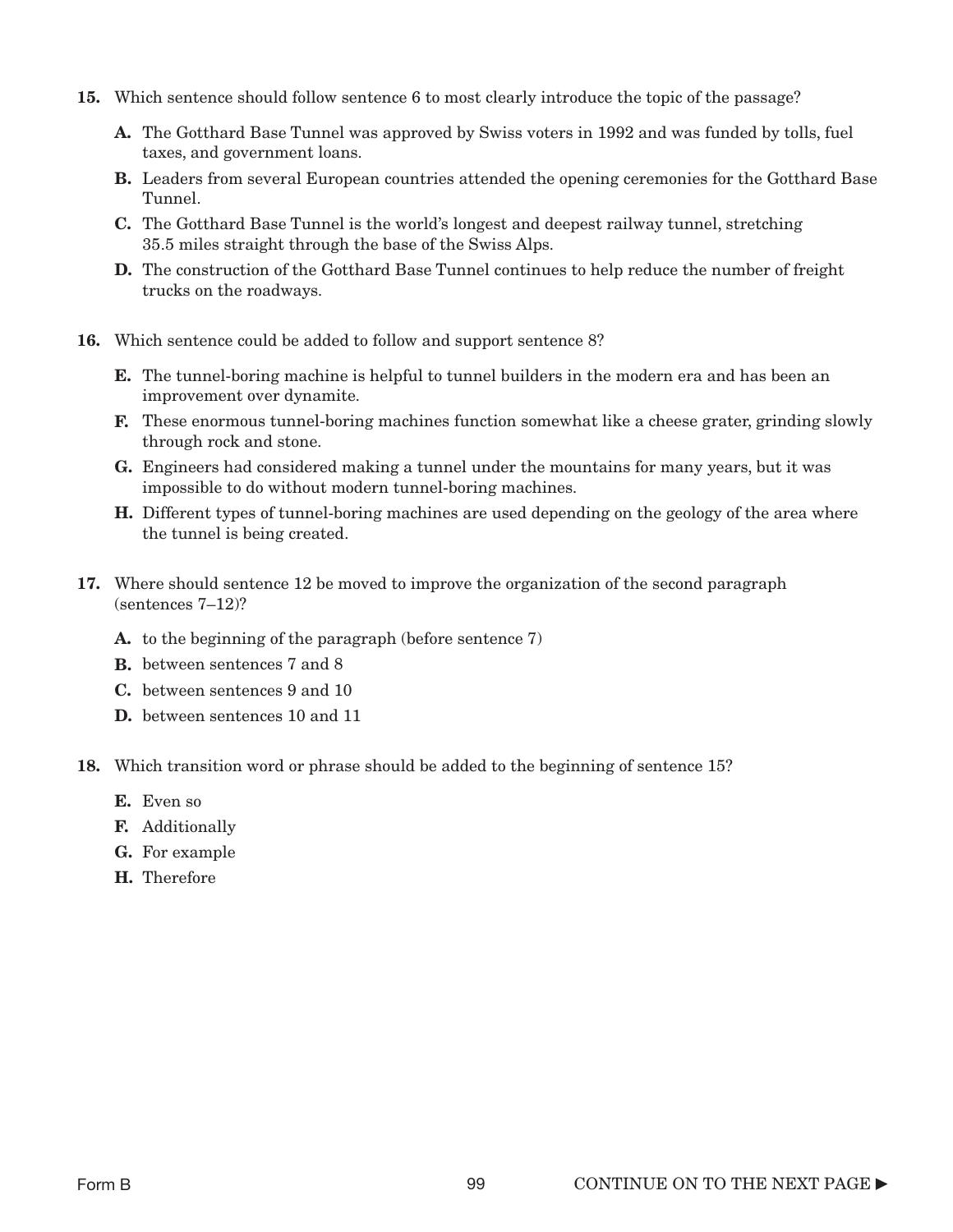**15.** Which sentence should follow sentence 6 to most clearly introduce the topic of the passage?

- **A.** The Gotthard Base Tunnel was approved by Swiss voters in 1992 and was funded by tolls, fuel taxes, and government loans.
- **B.** Leaders from several European countries attended the opening ceremonies for the Gotthard Base Tunnel.
- **C.** The Gotthard Base Tunnel is the world's longest and deepest railway tunnel, stretching 35.5 miles straight through the base of the Swiss Alps.
- **D.** The construction of the Gotthard Base Tunnel continues to help reduce the number of freight trucks on the roadways.

**16.** Which sentence could be added to follow and support sentence 8?

- **E.** The tunnel-boring machine is helpful to tunnel builders in the modern era and has been an improvement over dynamite.
- **F.** These enormous tunnel-boring machines function somewhat like a cheese grater, grinding slowly through rock and stone.
- **G.** Engineers had considered making a tunnel under the mountains for many years, but it was impossible to do without modern tunnel-boring machines.
- **H.** Different types of tunnel-boring machines are used depending on the geology of the area where the tunnel is being created.

**17.** Where should sentence 12 be moved to improve the organization of the second paragraph (sentences 7–12)?

- **A.** to the beginning of the paragraph (before sentence 7)
- **B.** between sentences 7 and 8
- **C.** between sentences 9 and 10
- **D.** between sentences 10 and 11

**18.** Which transition word or phrase should be added to the beginning of sentence 15?

- **E.** Even so
- **F.** Additionally
- **G.** For example
- **H.** Therefore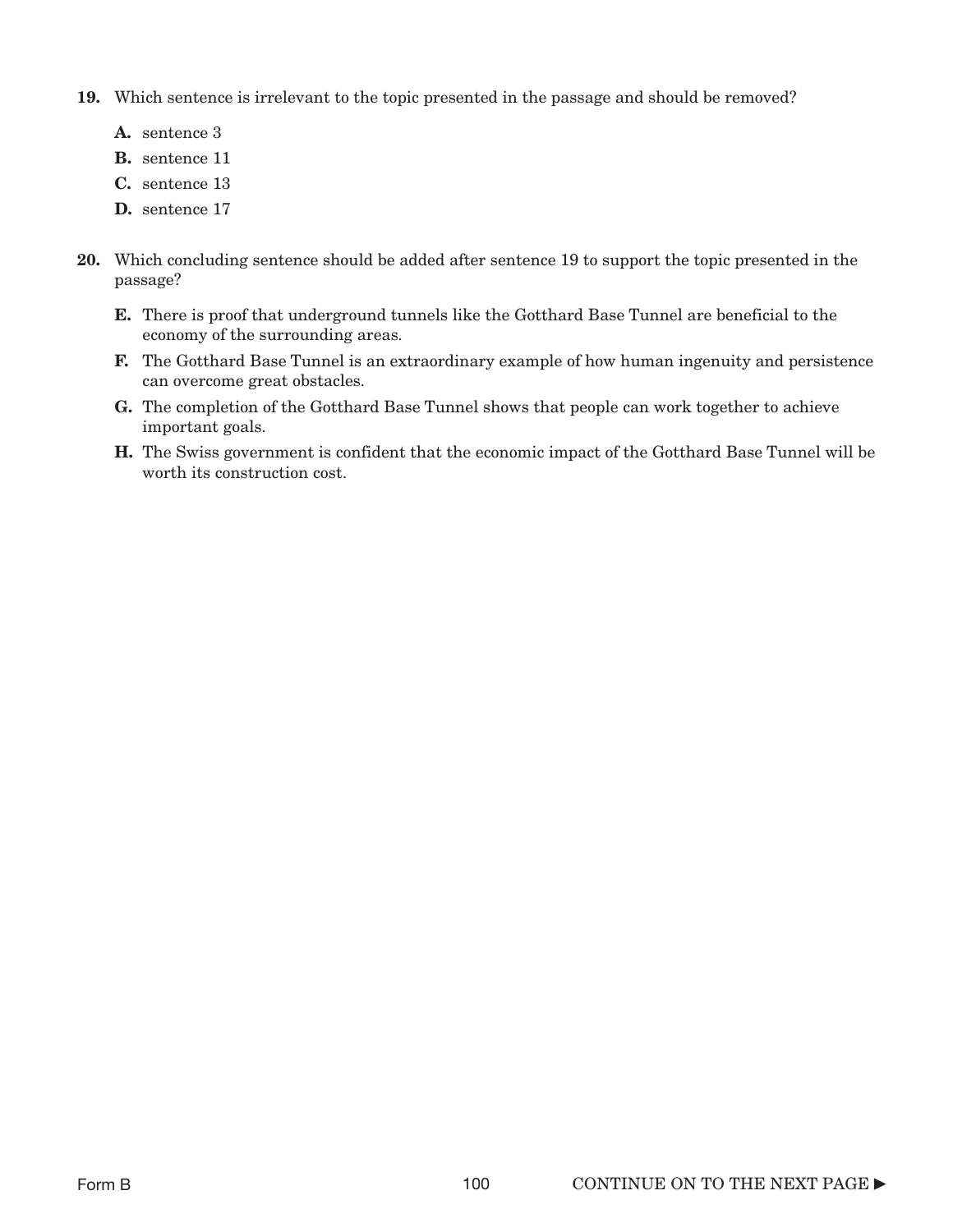**19.** Which sentence is irrelevant to the topic presented in the passage and should be removed?

- **A.** sentence 3
- **B.** sentence 11
- **C.** sentence 13
- **D.** sentence 17

**20.** Which concluding sentence should be added after sentence 19 to support the topic presented in the passage?

- **E.** There is proof that underground tunnels like the Gotthard Base Tunnel are beneficial to the economy of the surrounding areas.
- **F.** The Gotthard Base Tunnel is an extraordinary example of how human ingenuity and persistence can overcome great obstacles.
- **G.** The completion of the Gotthard Base Tunnel shows that people can work together to achieve important goals.
- **H.** The Swiss government is confident that the economic impact of the Gotthard Base Tunnel will be worth its construction cost.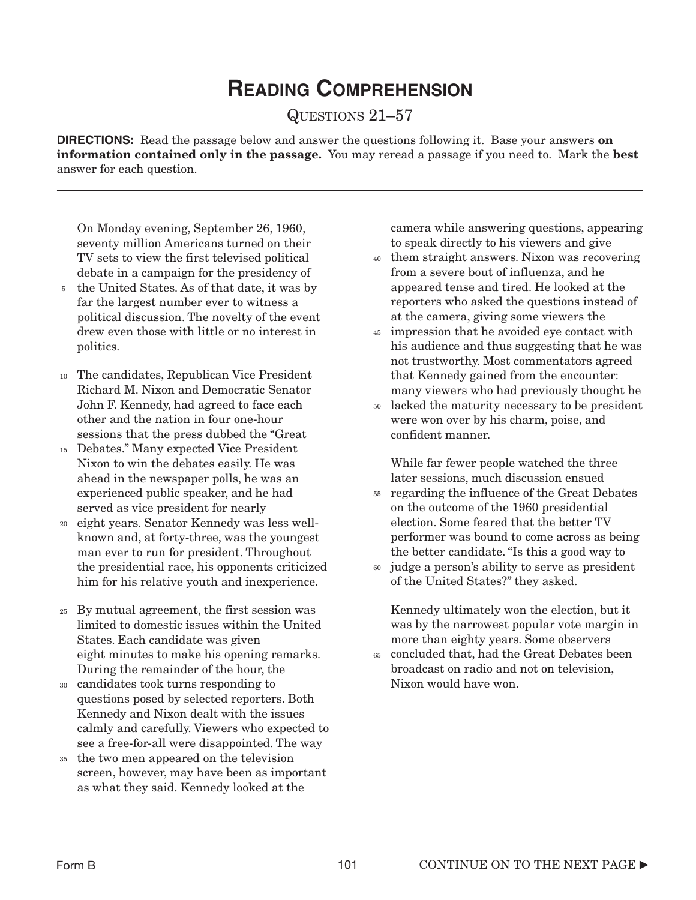# Reading Comprehension

Questions 21–57

**DIRECTIONS:** Read the passage below and answer the questions following it. Base your answers **on information contained only in the passage.** You may reread a passage if you need to. Mark the **best** answer for each question.

---

On Monday evening, September 26, 1960, seventy million Americans turned on their TV sets to view the first televised political debate in a campaign for the presidency of the United States. As of that date, it was by far the largest number ever to witness a political discussion. The novelty of the event drew even those with little or no interest in politics.

The candidates, Republican Vice President Richard M. Nixon and Democratic Senator John F. Kennedy, had agreed to face each other and the nation in four one-hour sessions that the press dubbed the "Great Debates." Many expected Vice President Nixon to win the debates easily. He was ahead in the newspaper polls, he was an experienced public speaker, and he had served as vice president for nearly eight years. Senator Kennedy was less well-known and, at forty-three, was the youngest man ever to run for president. Throughout the presidential race, his opponents criticized him for his relative youth and inexperience.

By mutual agreement, the first session was limited to domestic issues within the United States. Each candidate was given eight minutes to make his opening remarks. During the remainder of the hour, the candidates took turns responding to questions posed by selected reporters. Both Kennedy and Nixon dealt with the issues calmly and carefully. Viewers who expected to see a free-for-all were disappointed. The way the two men appeared on the television screen, however, may have been as important as what they said. Kennedy looked at the camera while answering questions, appearing to speak directly to his viewers and give them straight answers. Nixon was recovering from a severe bout of influenza, and he appeared tense and tired. He looked at the reporters who asked the questions instead of at the camera, giving some viewers the impression that he avoided eye contact with his audience and thus suggesting that he was not trustworthy. Most commentators agreed that Kennedy gained from the encounter: many viewers who had previously thought he lacked the maturity necessary to be president were won over by his charm, poise, and confident manner.

While far fewer people watched the three later sessions, much discussion ensued regarding the influence of the Great Debates on the outcome of the 1960 presidential election. Some feared that the better TV performer was bound to come across as being the better candidate. "Is this a good way to judge a person's ability to serve as president of the United States?" they asked.

Kennedy ultimately won the election, but it was by the narrowest popular vote margin in more than eighty years. Some observers concluded that, had the Great Debates been broadcast on radio and not on television, Nixon would have won.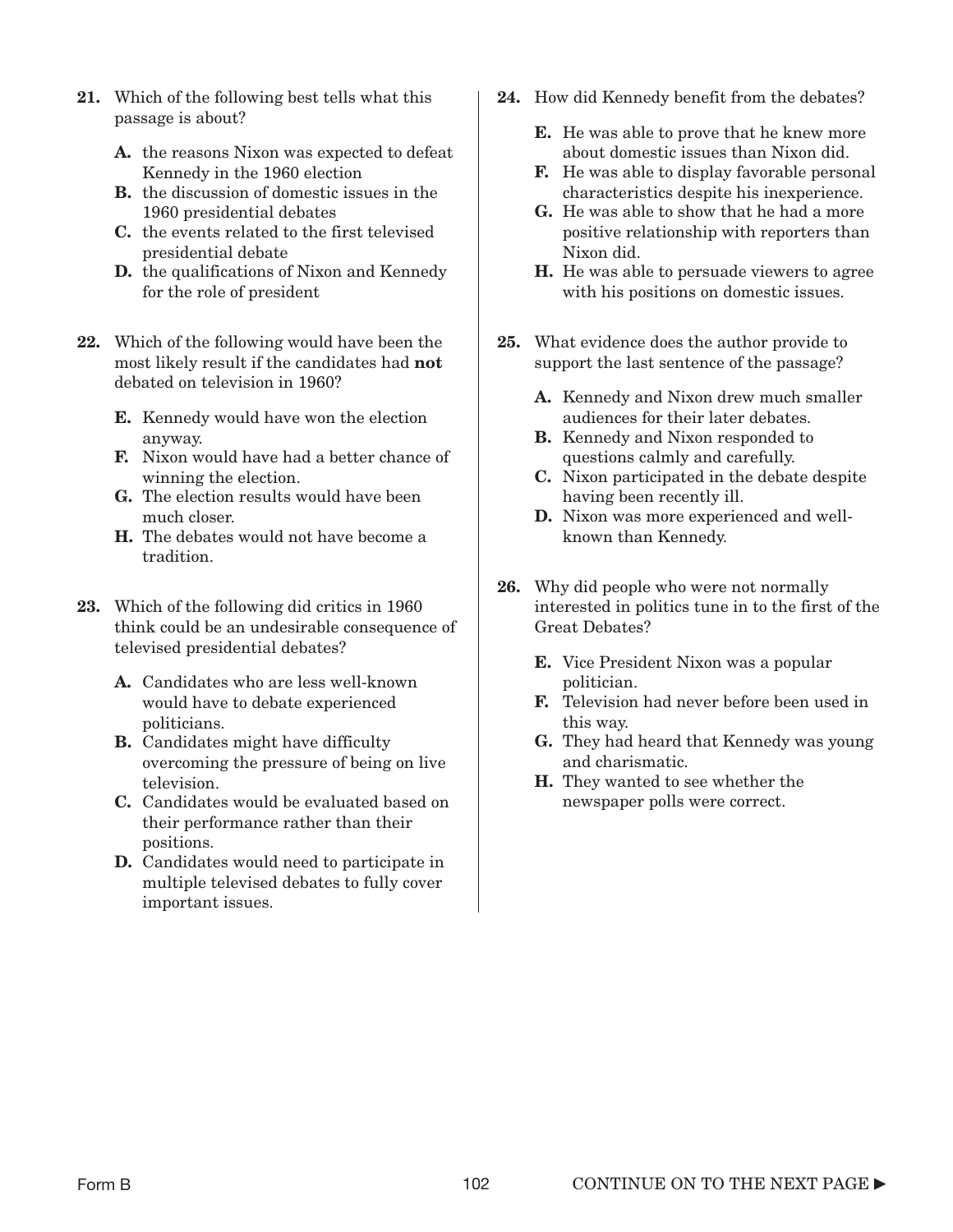**21.** Which of the following best tells what this passage is about?

- **A.** the reasons Nixon was expected to defeat Kennedy in the 1960 election
- **B.** the discussion of domestic issues in the 1960 presidential debates
- **C.** the events related to the first televised presidential debate
- **D.** the qualifications of Nixon and Kennedy for the role of president

**22.** Which of the following would have been the most likely result if the candidates had **not** debated on television in 1960?

- **E.** Kennedy would have won the election anyway.
- **F.** Nixon would have had a better chance of winning the election.
- **G.** The election results would have been much closer.
- **H.** The debates would not have become a tradition.

**23.** Which of the following did critics in 1960 think could be an undesirable consequence of televised presidential debates?

- **A.** Candidates who are less well-known would have to debate experienced politicians.
- **B.** Candidates might have difficulty overcoming the pressure of being on live television.
- **C.** Candidates would be evaluated based on their performance rather than their positions.
- **D.** Candidates would need to participate in multiple televised debates to fully cover important issues.

**24.** How did Kennedy benefit from the debates?

- **E.** He was able to prove that he knew more about domestic issues than Nixon did.
- **F.** He was able to display favorable personal characteristics despite his inexperience.
- **G.** He was able to show that he had a more positive relationship with reporters than Nixon did.
- **H.** He was able to persuade viewers to agree with his positions on domestic issues.

**25.** What evidence does the author provide to support the last sentence of the passage?

- **A.** Kennedy and Nixon drew much smaller audiences for their later debates.
- **B.** Kennedy and Nixon responded to questions calmly and carefully.
- **C.** Nixon participated in the debate despite having been recently ill.
- **D.** Nixon was more experienced and well-known than Kennedy.

**26.** Why did people who were not normally interested in politics tune in to the first of the Great Debates?

- **E.** Vice President Nixon was a popular politician.
- **F.** Television had never before been used in this way.
- **G.** They had heard that Kennedy was young and charismatic.
- **H.** They wanted to see whether the newspaper polls were correct.

CONTINUE ON TO THE NEXT PAGE ►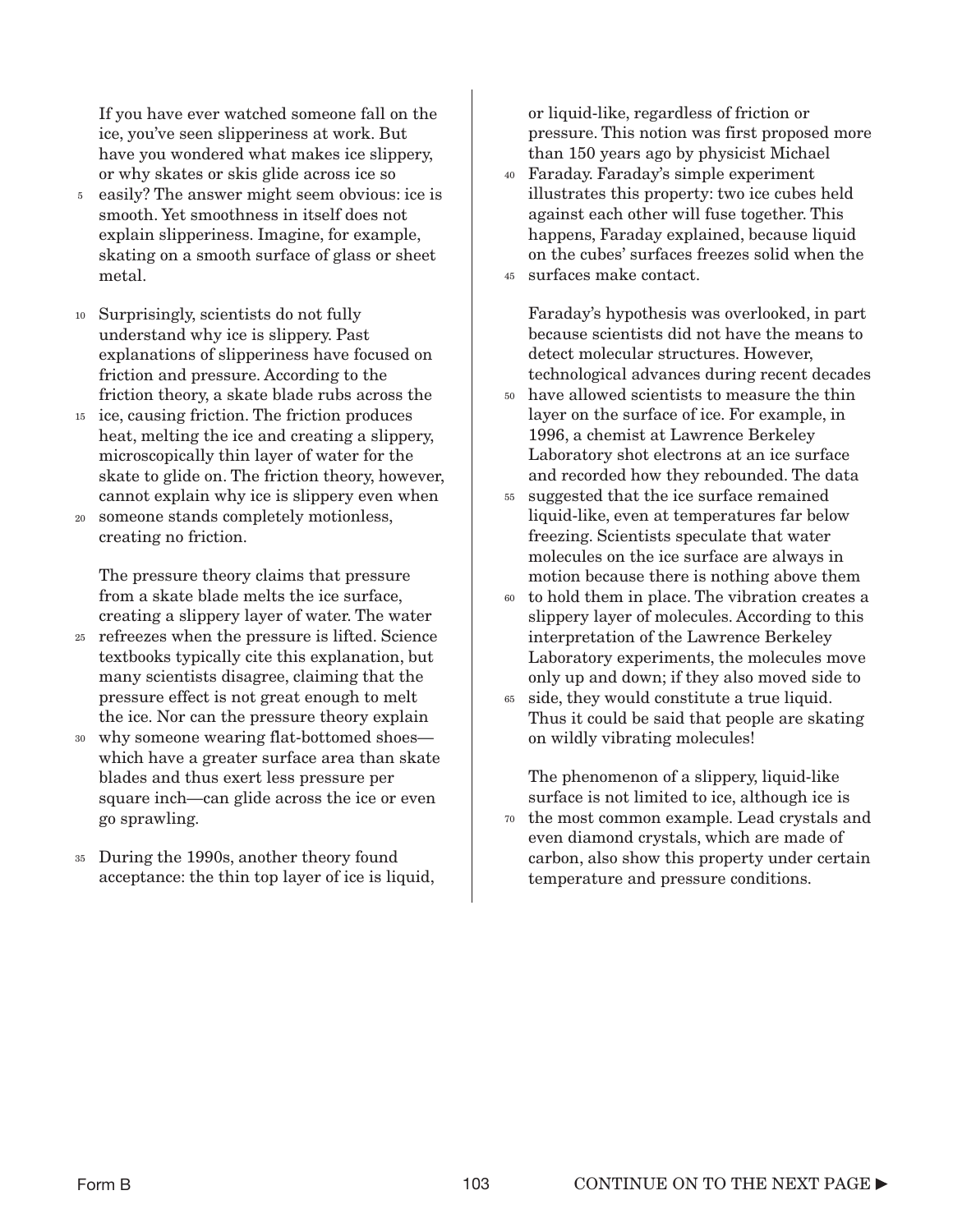If you have ever watched someone fall on the ice, you've seen slipperiness at work. But have you wondered what makes ice slippery, or why skates or skis glide across ice so easily? The answer might seem obvious: ice is smooth. Yet smoothness in itself does not explain slipperiness. Imagine, for example, skating on a smooth surface of glass or sheet metal.

Surprisingly, scientists do not fully understand why ice is slippery. Past explanations of slipperiness have focused on friction and pressure. According to the friction theory, a skate blade rubs across the ice, causing friction. The friction produces heat, melting the ice and creating a slippery, microscopically thin layer of water for the skate to glide on. The friction theory, however, cannot explain why ice is slippery even when someone stands completely motionless, creating no friction.

The pressure theory claims that pressure from a skate blade melts the ice surface, creating a slippery layer of water. The water refreezes when the pressure is lifted. Science textbooks typically cite this explanation, but many scientists disagree, claiming that the pressure effect is not great enough to melt the ice. Nor can the pressure theory explain why someone wearing flat-bottomed shoes—which have a greater surface area than skate blades and thus exert less pressure per square inch—can glide across the ice or even go sprawling.

During the 1990s, another theory found acceptance: the thin top layer of ice is liquid, or liquid-like, regardless of friction or pressure. This notion was first proposed more than 150 years ago by physicist Michael Faraday. Faraday's simple experiment illustrates this property: two ice cubes held against each other will fuse together. This happens, Faraday explained, because liquid on the cubes' surfaces freezes solid when the surfaces make contact.

Faraday's hypothesis was overlooked, in part because scientists did not have the means to detect molecular structures. However, technological advances during recent decades have allowed scientists to measure the thin layer on the surface of ice. For example, in 1996, a chemist at Lawrence Berkeley Laboratory shot electrons at an ice surface and recorded how they rebounded. The data suggested that the ice surface remained liquid-like, even at temperatures far below freezing. Scientists speculate that water molecules on the ice surface are always in motion because there is nothing above them to hold them in place. The vibration creates a slippery layer of molecules. According to this interpretation of the Lawrence Berkeley Laboratory experiments, the molecules move only up and down; if they also moved side to side, they would constitute a true liquid. Thus it could be said that people are skating on wildly vibrating molecules!

The phenomenon of a slippery, liquid-like surface is not limited to ice, although ice is the most common example. Lead crystals and even diamond crystals, which are made of carbon, also show this property under certain temperature and pressure conditions.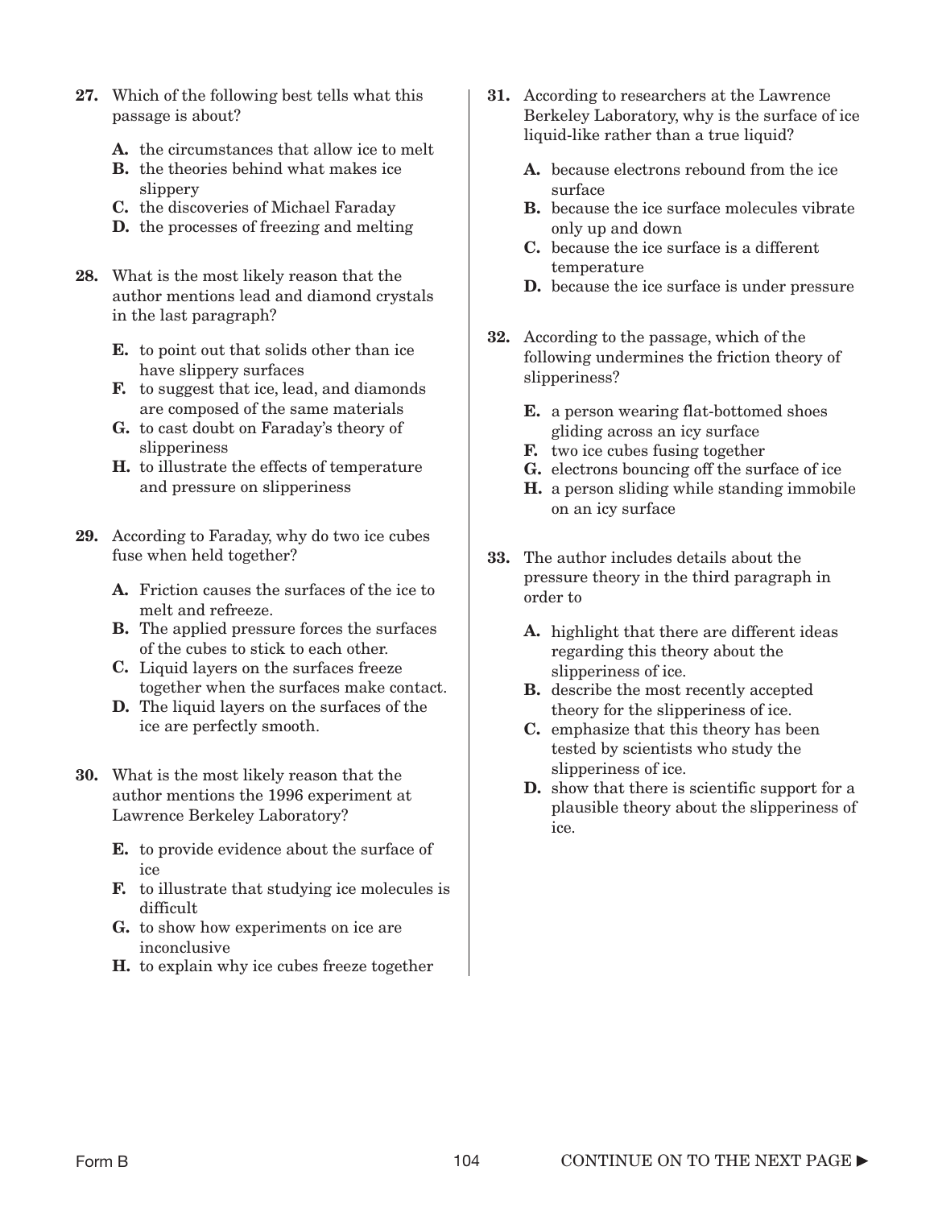**27.** Which of the following best tells what this passage is about?

- **A.** the circumstances that allow ice to melt
- **B.** the theories behind what makes ice slippery
- **C.** the discoveries of Michael Faraday
- **D.** the processes of freezing and melting

**28.** What is the most likely reason that the author mentions lead and diamond crystals in the last paragraph?

- **E.** to point out that solids other than ice have slippery surfaces
- **F.** to suggest that ice, lead, and diamonds are composed of the same materials
- **G.** to cast doubt on Faraday's theory of slipperiness
- **H.** to illustrate the effects of temperature and pressure on slipperiness

**29.** According to Faraday, why do two ice cubes fuse when held together?

- **A.** Friction causes the surfaces of the ice to melt and refreeze.
- **B.** The applied pressure forces the surfaces of the cubes to stick to each other.
- **C.** Liquid layers on the surfaces freeze together when the surfaces make contact.
- **D.** The liquid layers on the surfaces of the ice are perfectly smooth.

**30.** What is the most likely reason that the author mentions the 1996 experiment at Lawrence Berkeley Laboratory?

- **E.** to provide evidence about the surface of ice
- **F.** to illustrate that studying ice molecules is difficult
- **G.** to show how experiments on ice are inconclusive
- **H.** to explain why ice cubes freeze together

**31.** According to researchers at the Lawrence Berkeley Laboratory, why is the surface of ice liquid-like rather than a true liquid?

- **A.** because electrons rebound from the ice surface
- **B.** because the ice surface molecules vibrate only up and down
- **C.** because the ice surface is a different temperature
- **D.** because the ice surface is under pressure

**32.** According to the passage, which of the following undermines the friction theory of slipperiness?

- **E.** a person wearing flat-bottomed shoes gliding across an icy surface
- **F.** two ice cubes fusing together
- **G.** electrons bouncing off the surface of ice
- **H.** a person sliding while standing immobile on an icy surface

**33.** The author includes details about the pressure theory in the third paragraph in order to

- **A.** highlight that there are different ideas regarding this theory about the slipperiness of ice.
- **B.** describe the most recently accepted theory for the slipperiness of ice.
- **C.** emphasize that this theory has been tested by scientists who study the slipperiness of ice.
- **D.** show that there is scientific support for a plausible theory about the slipperiness of ice.

CONTINUE ON TO THE NEXT PAGE ►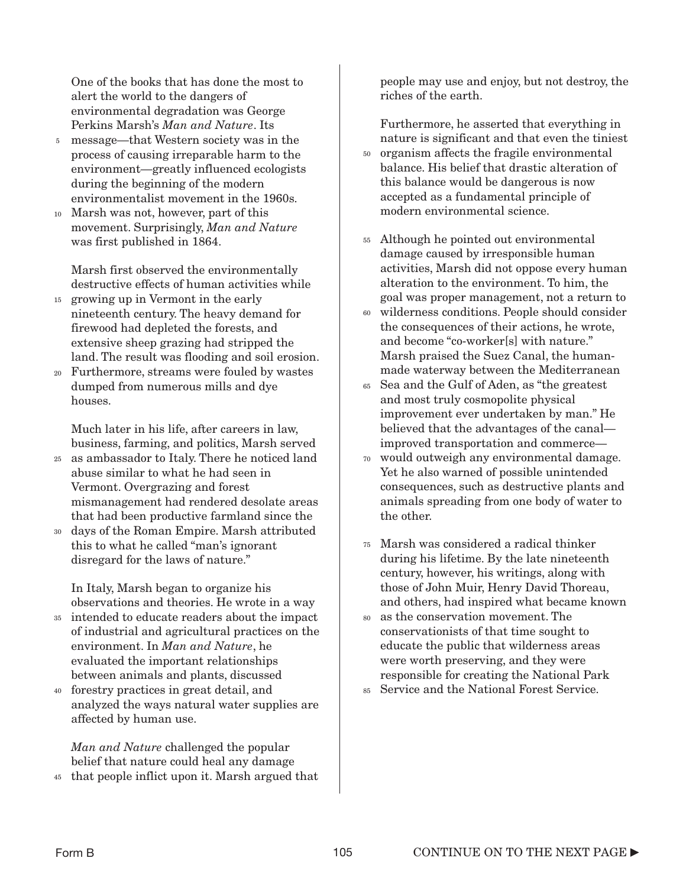One of the books that has done the most to alert the world to the dangers of environmental degradation was George Perkins Marsh's *Man and Nature*. Its message—that Western society was in the process of causing irreparable harm to the environment—greatly influenced ecologists during the beginning of the modern environmentalist movement in the 1960s. Marsh was not, however, part of this movement. Surprisingly, *Man and Nature* was first published in 1864.

Marsh first observed the environmentally destructive effects of human activities while growing up in Vermont in the early nineteenth century. The heavy demand for firewood had depleted the forests, and extensive sheep grazing had stripped the land. The result was flooding and soil erosion. Furthermore, streams were fouled by wastes dumped from numerous mills and dye houses.

Much later in his life, after careers in law, business, farming, and politics, Marsh served as ambassador to Italy. There he noticed land abuse similar to what he had seen in Vermont. Overgrazing and forest mismanagement had rendered desolate areas that had been productive farmland since the days of the Roman Empire. Marsh attributed this to what he called "man's ignorant disregard for the laws of nature."

In Italy, Marsh began to organize his observations and theories. He wrote in a way intended to educate readers about the impact of industrial and agricultural practices on the environment. In *Man and Nature*, he evaluated the important relationships between animals and plants, discussed forestry practices in great detail, and analyzed the ways natural water supplies are affected by human use.

*Man and Nature* challenged the popular belief that nature could heal any damage that people inflict upon it. Marsh argued that people may use and enjoy, but not destroy, the riches of the earth.

Furthermore, he asserted that everything in nature is significant and that even the tiniest organism affects the fragile environmental balance. His belief that drastic alteration of this balance would be dangerous is now accepted as a fundamental principle of modern environmental science.

Although he pointed out environmental damage caused by irresponsible human activities, Marsh did not oppose every human alteration to the environment. To him, the goal was proper management, not a return to wilderness conditions. People should consider the consequences of their actions, he wrote, and become "co-worker[s] with nature." Marsh praised the Suez Canal, the human-made waterway between the Mediterranean Sea and the Gulf of Aden, as "the greatest and most truly cosmopolite physical improvement ever undertaken by man." He believed that the advantages of the canal—improved transportation and commerce—would outweigh any environmental damage. Yet he also warned of possible unintended consequences, such as destructive plants and animals spreading from one body of water to the other.

Marsh was considered a radical thinker during his lifetime. By the late nineteenth century, however, his writings, along with those of John Muir, Henry David Thoreau, and others, had inspired what became known as the conservation movement. The conservationists of that time sought to educate the public that wilderness areas were worth preserving, and they were responsible for creating the National Park Service and the National Forest Service.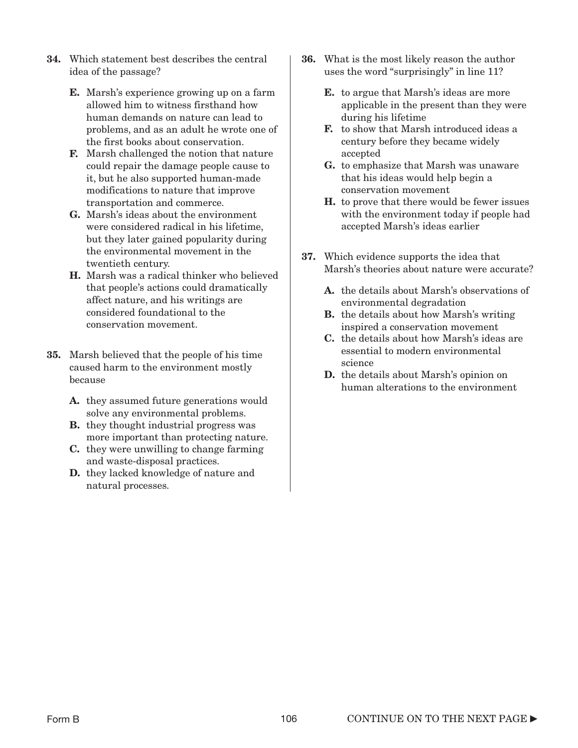**34.** Which statement best describes the central idea of the passage?

- **E.** Marsh's experience growing up on a farm allowed him to witness firsthand how human demands on nature can lead to problems, and as an adult he wrote one of the first books about conservation.
- **F.** Marsh challenged the notion that nature could repair the damage people cause to it, but he also supported human-made modifications to nature that improve transportation and commerce.
- **G.** Marsh's ideas about the environment were considered radical in his lifetime, but they later gained popularity during the environmental movement in the twentieth century.
- **H.** Marsh was a radical thinker who believed that people's actions could dramatically affect nature, and his writings are considered foundational to the conservation movement.

**35.** Marsh believed that the people of his time caused harm to the environment mostly because

- **A.** they assumed future generations would solve any environmental problems.
- **B.** they thought industrial progress was more important than protecting nature.
- **C.** they were unwilling to change farming and waste-disposal practices.
- **D.** they lacked knowledge of nature and natural processes.

**36.** What is the most likely reason the author uses the word "surprisingly" in line 11?

- **E.** to argue that Marsh's ideas are more applicable in the present than they were during his lifetime
- **F.** to show that Marsh introduced ideas a century before they became widely accepted
- **G.** to emphasize that Marsh was unaware that his ideas would help begin a conservation movement
- **H.** to prove that there would be fewer issues with the environment today if people had accepted Marsh's ideas earlier

**37.** Which evidence supports the idea that Marsh's theories about nature were accurate?

- **A.** the details about Marsh's observations of environmental degradation
- **B.** the details about how Marsh's writing inspired a conservation movement
- **C.** the details about how Marsh's ideas are essential to modern environmental science
- **D.** the details about Marsh's opinion on human alterations to the environment

CONTINUE ON TO THE NEXT PAGE ►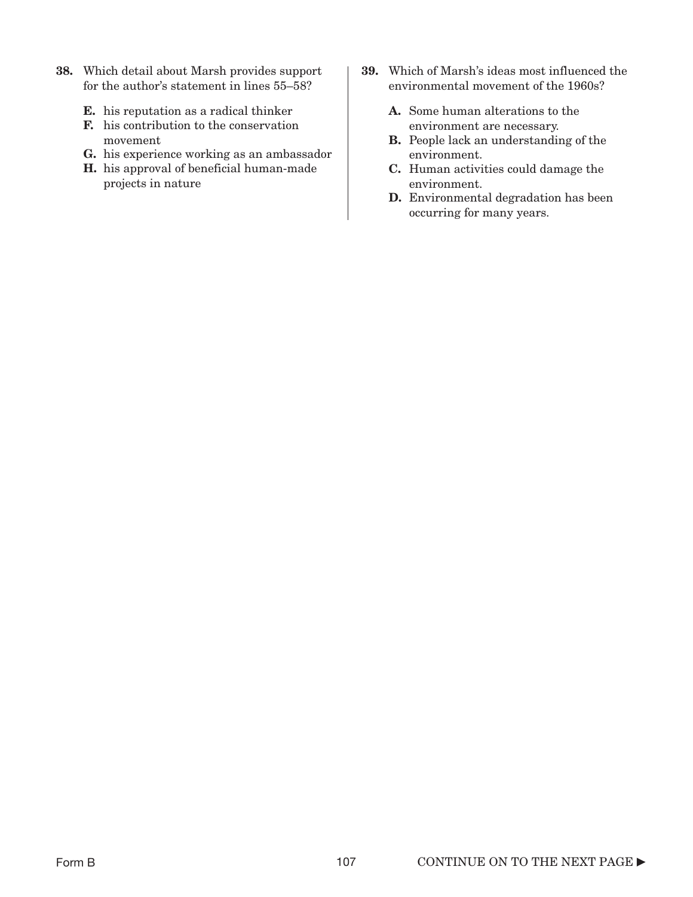**38.** Which detail about Marsh provides support for the author's statement in lines 55–58?

- **E.** his reputation as a radical thinker
- **F.** his contribution to the conservation movement
- **G.** his experience working as an ambassador
- **H.** his approval of beneficial human-made projects in nature

**39.** Which of Marsh's ideas most influenced the environmental movement of the 1960s?

- **A.** Some human alterations to the environment are necessary.
- **B.** People lack an understanding of the environment.
- **C.** Human activities could damage the environment.
- **D.** Environmental degradation has been occurring for many years.

CONTINUE ON TO THE NEXT PAGE ►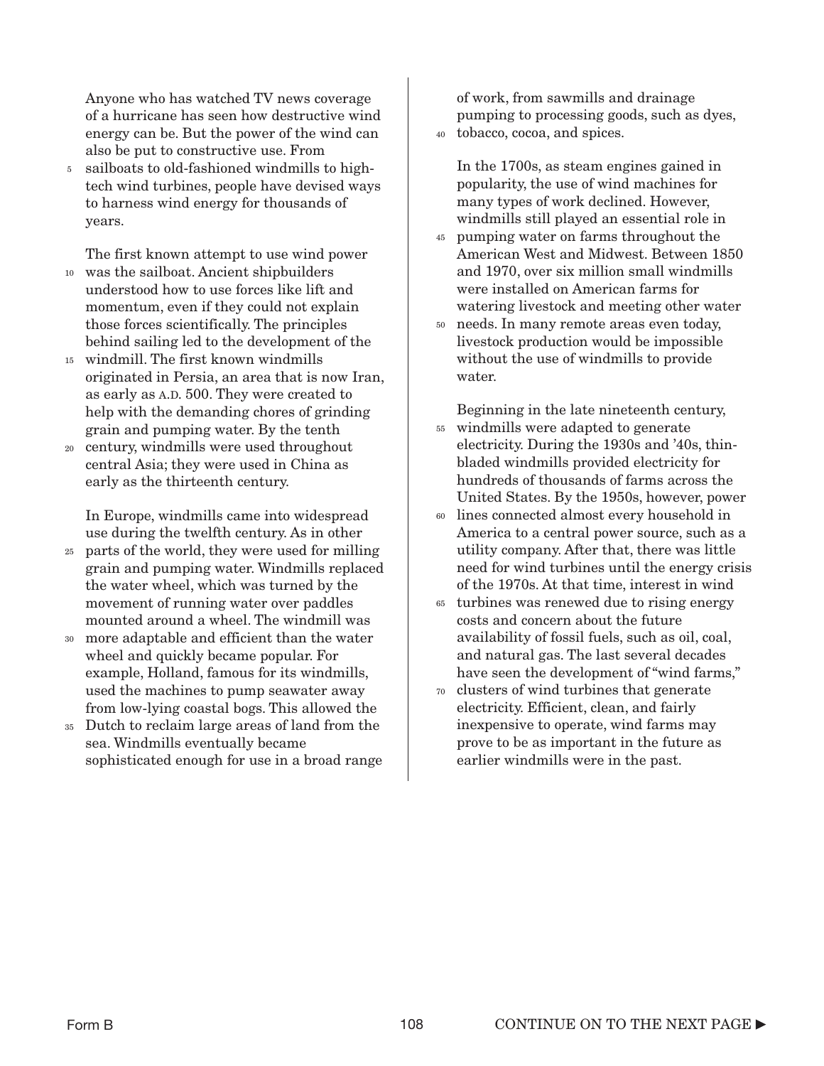Anyone who has watched TV news coverage of a hurricane has seen how destructive wind energy can be. But the power of the wind can also be put to constructive use. From sailboats to old-fashioned windmills to high-tech wind turbines, people have devised ways to harness wind energy for thousands of years.

The first known attempt to use wind power was the sailboat. Ancient shipbuilders understood how to use forces like lift and momentum, even if they could not explain those forces scientifically. The principles behind sailing led to the development of the windmill. The first known windmills originated in Persia, an area that is now Iran, as early as A.D. 500. They were created to help with the demanding chores of grinding grain and pumping water. By the tenth century, windmills were used throughout central Asia; they were used in China as early as the thirteenth century.

In Europe, windmills came into widespread use during the twelfth century. As in other parts of the world, they were used for milling grain and pumping water. Windmills replaced the water wheel, which was turned by the movement of running water over paddles mounted around a wheel. The windmill was more adaptable and efficient than the water wheel and quickly became popular. For example, Holland, famous for its windmills, used the machines to pump seawater away from low-lying coastal bogs. This allowed the Dutch to reclaim large areas of land from the sea. Windmills eventually became sophisticated enough for use in a broad range of work, from sawmills and drainage pumping to processing goods, such as dyes, tobacco, cocoa, and spices.

In the 1700s, as steam engines gained in popularity, the use of wind machines for many types of work declined. However, windmills still played an essential role in pumping water on farms throughout the American West and Midwest. Between 1850 and 1970, over six million small windmills were installed on American farms for watering livestock and meeting other water needs. In many remote areas even today, livestock production would be impossible without the use of windmills to provide water.

Beginning in the late nineteenth century, windmills were adapted to generate electricity. During the 1930s and '40s, thin-bladed windmills provided electricity for hundreds of thousands of farms across the United States. By the 1950s, however, power lines connected almost every household in America to a central power source, such as a utility company. After that, there was little need for wind turbines until the energy crisis of the 1970s. At that time, interest in wind turbines was renewed due to rising energy costs and concern about the future availability of fossil fuels, such as oil, coal, and natural gas. The last several decades have seen the development of "wind farms," clusters of wind turbines that generate electricity. Efficient, clean, and fairly inexpensive to operate, wind farms may prove to be as important in the future as earlier windmills were in the past.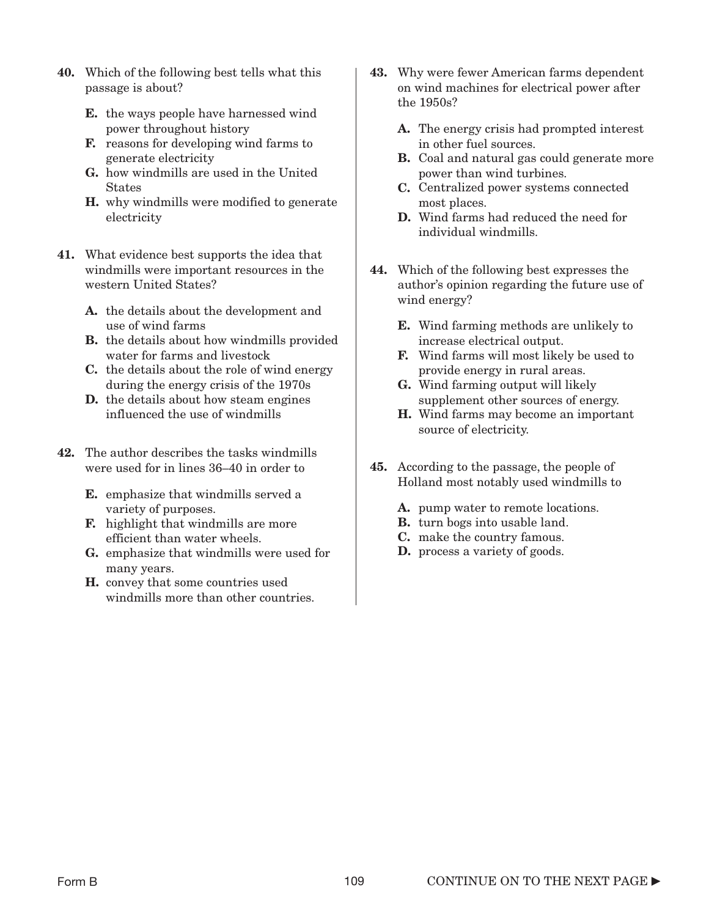**40.** Which of the following best tells what this passage is about?

- **E.** the ways people have harnessed wind power throughout history
- **F.** reasons for developing wind farms to generate electricity
- **G.** how windmills are used in the United States
- **H.** why windmills were modified to generate electricity

**41.** What evidence best supports the idea that windmills were important resources in the western United States?

- **A.** the details about the development and use of wind farms
- **B.** the details about how windmills provided water for farms and livestock
- **C.** the details about the role of wind energy during the energy crisis of the 1970s
- **D.** the details about how steam engines influenced the use of windmills

**42.** The author describes the tasks windmills were used for in lines 36–40 in order to

- **E.** emphasize that windmills served a variety of purposes.
- **F.** highlight that windmills are more efficient than water wheels.
- **G.** emphasize that windmills were used for many years.
- **H.** convey that some countries used windmills more than other countries.

**43.** Why were fewer American farms dependent on wind machines for electrical power after the 1950s?

- **A.** The energy crisis had prompted interest in other fuel sources.
- **B.** Coal and natural gas could generate more power than wind turbines.
- **C.** Centralized power systems connected most places.
- **D.** Wind farms had reduced the need for individual windmills.

**44.** Which of the following best expresses the author's opinion regarding the future use of wind energy?

- **E.** Wind farming methods are unlikely to increase electrical output.
- **F.** Wind farms will most likely be used to provide energy in rural areas.
- **G.** Wind farming output will likely supplement other sources of energy.
- **H.** Wind farms may become an important source of electricity.

**45.** According to the passage, the people of Holland most notably used windmills to

- **A.** pump water to remote locations.
- **B.** turn bogs into usable land.
- **C.** make the country famous.
- **D.** process a variety of goods.

CONTINUE ON TO THE NEXT PAGE ►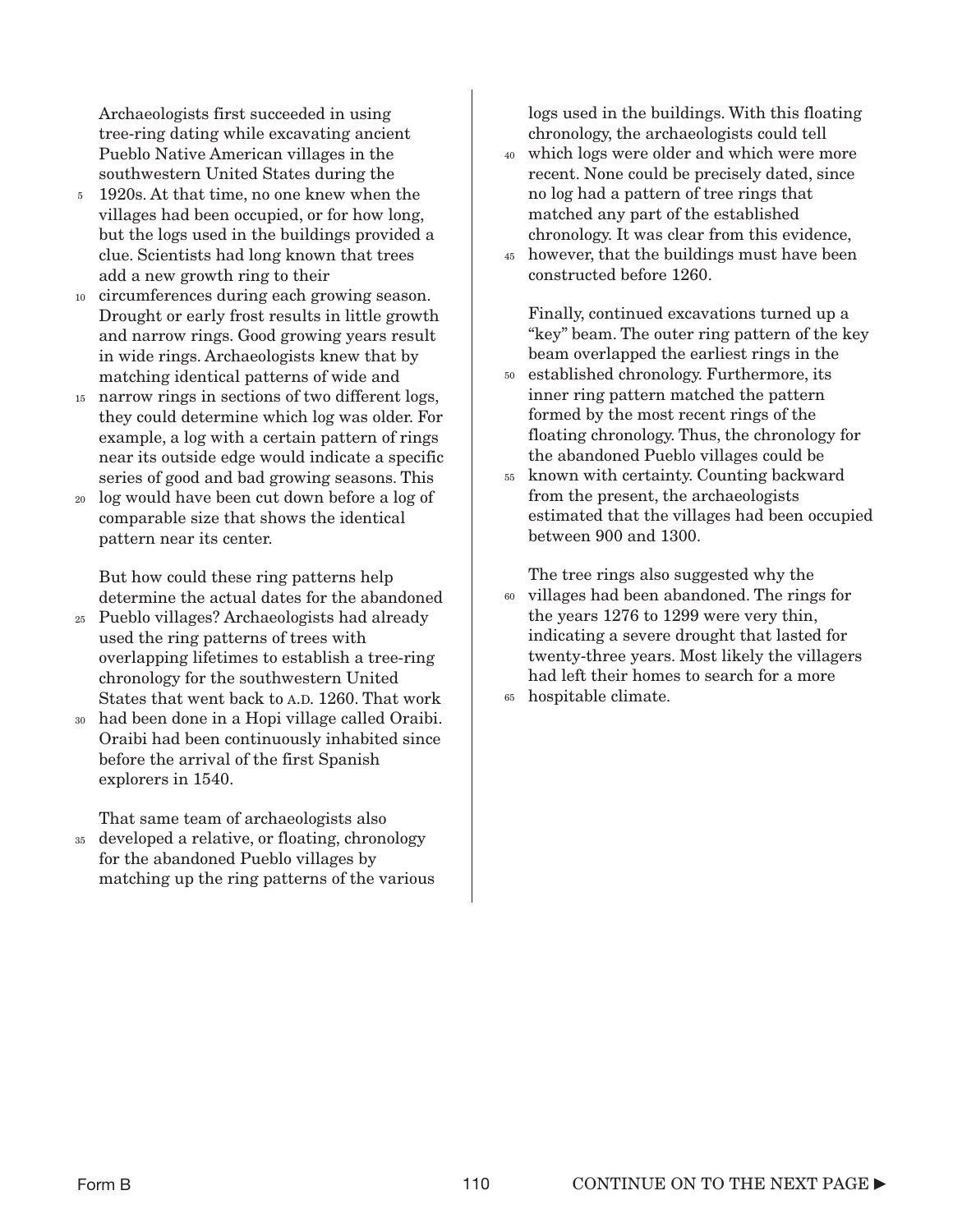Archaeologists first succeeded in using tree-ring dating while excavating ancient Pueblo Native American villages in the southwestern United States during the 1920s. At that time, no one knew when the villages had been occupied, or for how long, but the logs used in the buildings provided a clue. Scientists had long known that trees add a new growth ring to their circumferences during each growing season. Drought or early frost results in little growth and narrow rings. Good growing years result in wide rings. Archaeologists knew that by matching identical patterns of wide and narrow rings in sections of two different logs, they could determine which log was older. For example, a log with a certain pattern of rings near its outside edge would indicate a specific series of good and bad growing seasons. This log would have been cut down before a log of comparable size that shows the identical pattern near its center.

But how could these ring patterns help determine the actual dates for the abandoned Pueblo villages? Archaeologists had already used the ring patterns of trees with overlapping lifetimes to establish a tree-ring chronology for the southwestern United States that went back to A.D. 1260. That work had been done in a Hopi village called Oraibi. Oraibi had been continuously inhabited since before the arrival of the first Spanish explorers in 1540.

That same team of archaeologists also developed a relative, or floating, chronology for the abandoned Pueblo villages by matching up the ring patterns of the various logs used in the buildings. With this floating chronology, the archaeologists could tell which logs were older and which were more recent. None could be precisely dated, since no log had a pattern of tree rings that matched any part of the established chronology. It was clear from this evidence, however, that the buildings must have been constructed before 1260.

Finally, continued excavations turned up a "key" beam. The outer ring pattern of the key beam overlapped the earliest rings in the established chronology. Furthermore, its inner ring pattern matched the pattern formed by the most recent rings of the floating chronology. Thus, the chronology for the abandoned Pueblo villages could be known with certainty. Counting backward from the present, the archaeologists estimated that the villages had been occupied between 900 and 1300.

The tree rings also suggested why the villages had been abandoned. The rings for the years 1276 to 1299 were very thin, indicating a severe drought that lasted for twenty-three years. Most likely the villagers had left their homes to search for a more hospitable climate.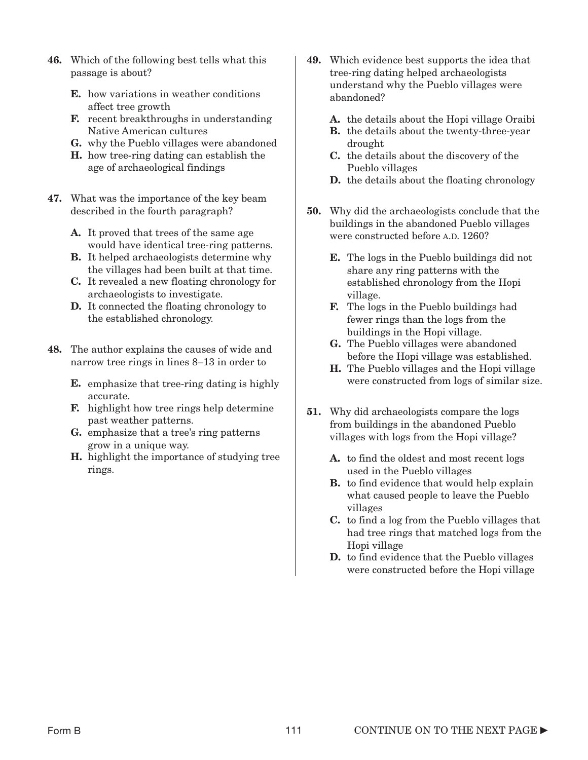**46.** Which of the following best tells what this passage is about?

- **E.** how variations in weather conditions affect tree growth
- **F.** recent breakthroughs in understanding Native American cultures
- **G.** why the Pueblo villages were abandoned
- **H.** how tree-ring dating can establish the age of archaeological findings

**47.** What was the importance of the key beam described in the fourth paragraph?

- **A.** It proved that trees of the same age would have identical tree-ring patterns.
- **B.** It helped archaeologists determine why the villages had been built at that time.
- **C.** It revealed a new floating chronology for archaeologists to investigate.
- **D.** It connected the floating chronology to the established chronology.

**48.** The author explains the causes of wide and narrow tree rings in lines 8–13 in order to

- **E.** emphasize that tree-ring dating is highly accurate.
- **F.** highlight how tree rings help determine past weather patterns.
- **G.** emphasize that a tree's ring patterns grow in a unique way.
- **H.** highlight the importance of studying tree rings.

**49.** Which evidence best supports the idea that tree-ring dating helped archaeologists understand why the Pueblo villages were abandoned?

- **A.** the details about the Hopi village Oraibi
- **B.** the details about the twenty-three-year drought
- **C.** the details about the discovery of the Pueblo villages
- **D.** the details about the floating chronology

**50.** Why did the archaeologists conclude that the buildings in the abandoned Pueblo villages were constructed before A.D. 1260?

- **E.** The logs in the Pueblo buildings did not share any ring patterns with the established chronology from the Hopi village.
- **F.** The logs in the Pueblo buildings had fewer rings than the logs from the buildings in the Hopi village.
- **G.** The Pueblo villages were abandoned before the Hopi village was established.
- **H.** The Pueblo villages and the Hopi village were constructed from logs of similar size.

**51.** Why did archaeologists compare the logs from buildings in the abandoned Pueblo villages with logs from the Hopi village?

- **A.** to find the oldest and most recent logs used in the Pueblo villages
- **B.** to find evidence that would help explain what caused people to leave the Pueblo villages
- **C.** to find a log from the Pueblo villages that had tree rings that matched logs from the Hopi village
- **D.** to find evidence that the Pueblo villages were constructed before the Hopi village

CONTINUE ON TO THE NEXT PAGE ►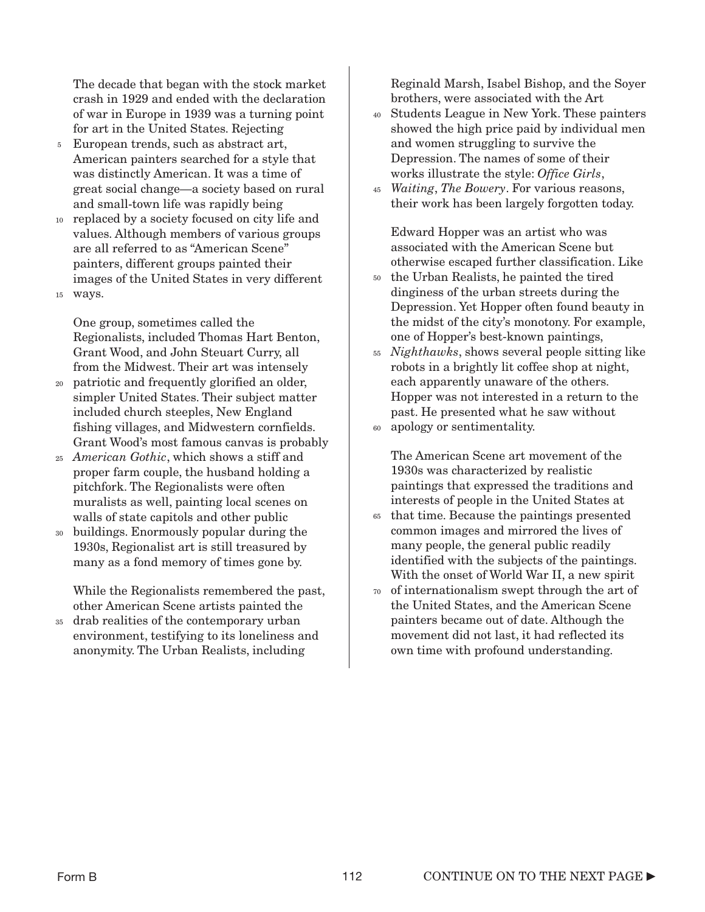The decade that began with the stock market crash in 1929 and ended with the declaration of war in Europe in 1939 was a turning point for art in the United States. Rejecting European trends, such as abstract art, American painters searched for a style that was distinctly American. It was a time of great social change—a society based on rural and small-town life was rapidly being replaced by a society focused on city life and values. Although members of various groups are all referred to as "American Scene" painters, different groups painted their images of the United States in very different ways.

One group, sometimes called the Regionalists, included Thomas Hart Benton, Grant Wood, and John Steuart Curry, all from the Midwest. Their art was intensely patriotic and frequently glorified an older, simpler United States. Their subject matter included church steeples, New England fishing villages, and Midwestern cornfields. Grant Wood's most famous canvas is probably *American Gothic*, which shows a stiff and proper farm couple, the husband holding a pitchfork. The Regionalists were often muralists as well, painting local scenes on walls of state capitols and other public buildings. Enormously popular during the 1930s, Regionalist art is still treasured by many as a fond memory of times gone by.

While the Regionalists remembered the past, other American Scene artists painted the drab realities of the contemporary urban environment, testifying to its loneliness and anonymity. The Urban Realists, including Reginald Marsh, Isabel Bishop, and the Soyer brothers, were associated with the Art Students League in New York. These painters showed the high price paid by individual men and women struggling to survive the Depression. The names of some of their works illustrate the style: *Office Girls*, *Waiting*, *The Bowery*. For various reasons, their work has been largely forgotten today.

Edward Hopper was an artist who was associated with the American Scene but otherwise escaped further classification. Like the Urban Realists, he painted the tired dinginess of the urban streets during the Depression. Yet Hopper often found beauty in the midst of the city's monotony. For example, one of Hopper's best-known paintings, *Nighthawks*, shows several people sitting like robots in a brightly lit coffee shop at night, each apparently unaware of the others. Hopper was not interested in a return to the past. He presented what he saw without apology or sentimentality.

The American Scene art movement of the 1930s was characterized by realistic paintings that expressed the traditions and interests of people in the United States at that time. Because the paintings presented common images and mirrored the lives of many people, the general public readily identified with the subjects of the paintings. With the onset of World War II, a new spirit of internationalism swept through the art of the United States, and the American Scene painters became out of date. Although the movement did not last, it had reflected its own time with profound understanding.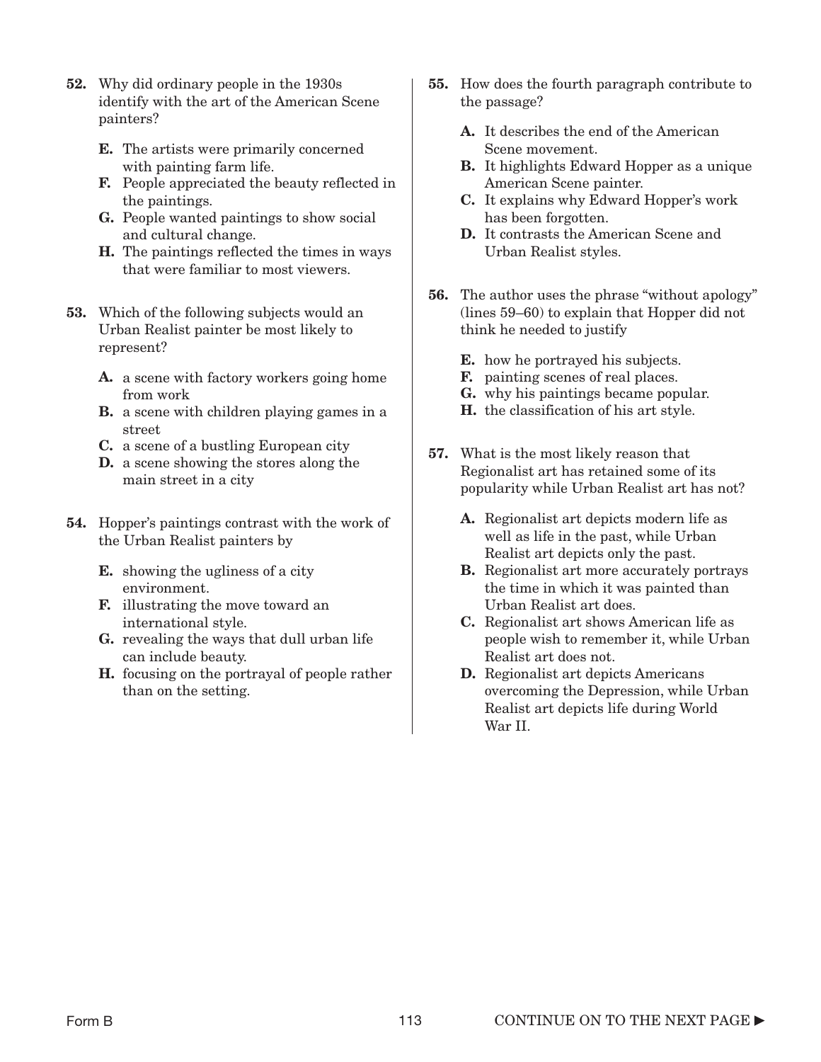**52.** Why did ordinary people in the 1930s identify with the art of the American Scene painters?

**E.** The artists were primarily concerned with painting farm life.
**F.** People appreciated the beauty reflected in the paintings.
**G.** People wanted paintings to show social and cultural change.
**H.** The paintings reflected the times in ways that were familiar to most viewers.

**53.** Which of the following subjects would an Urban Realist painter be most likely to represent?

**A.** a scene with factory workers going home from work
**B.** a scene with children playing games in a street
**C.** a scene of a bustling European city
**D.** a scene showing the stores along the main street in a city

**54.** Hopper's paintings contrast with the work of the Urban Realist painters by

**E.** showing the ugliness of a city environment.
**F.** illustrating the move toward an international style.
**G.** revealing the ways that dull urban life can include beauty.
**H.** focusing on the portrayal of people rather than on the setting.

**55.** How does the fourth paragraph contribute to the passage?

**A.** It describes the end of the American Scene movement.
**B.** It highlights Edward Hopper as a unique American Scene painter.
**C.** It explains why Edward Hopper's work has been forgotten.
**D.** It contrasts the American Scene and Urban Realist styles.

**56.** The author uses the phrase "without apology" (lines 59–60) to explain that Hopper did not think he needed to justify

**E.** how he portrayed his subjects.
**F.** painting scenes of real places.
**G.** why his paintings became popular.
**H.** the classification of his art style.

**57.** What is the most likely reason that Regionalist art has retained some of its popularity while Urban Realist art has not?

**A.** Regionalist art depicts modern life as well as life in the past, while Urban Realist art depicts only the past.
**B.** Regionalist art more accurately portrays the time in which it was painted than Urban Realist art does.
**C.** Regionalist art shows American life as people wish to remember it, while Urban Realist art does not.
**D.** Regionalist art depicts Americans overcoming the Depression, while Urban Realist art depicts life during World War II.

CONTINUE ON TO THE NEXT PAGE ►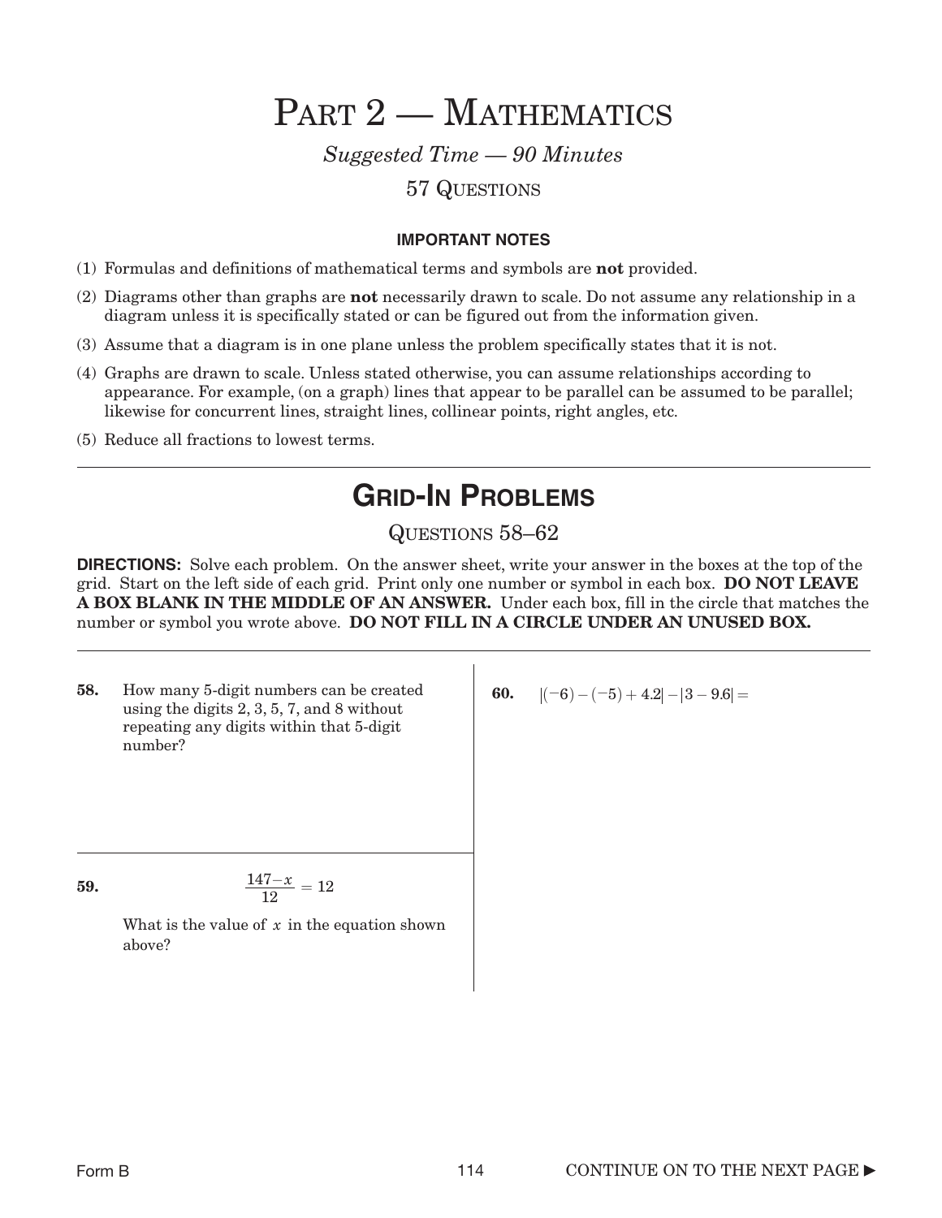# Part 2 — Mathematics

*Suggested Time — 90 Minutes*

57 Questions

**IMPORTANT NOTES**

(1) Formulas and definitions of mathematical terms and symbols are **not** provided.

(2) Diagrams other than graphs are **not** necessarily drawn to scale. Do not assume any relationship in a diagram unless it is specifically stated or can be figured out from the information given.

(3) Assume that a diagram is in one plane unless the problem specifically states that it is not.

(4) Graphs are drawn to scale. Unless stated otherwise, you can assume relationships according to appearance. For example, (on a graph) lines that appear to be parallel can be assumed to be parallel; likewise for concurrent lines, straight lines, collinear points, right angles, etc.

(5) Reduce all fractions to lowest terms.

---

## Grid-In Problems

Questions 58–62

**DIRECTIONS:** Solve each problem. On the answer sheet, write your answer in the boxes at the top of the grid. Start on the left side of each grid. Print only one number or symbol in each box. **DO NOT LEAVE A BOX BLANK IN THE MIDDLE OF AN ANSWER.** Under each box, fill in the circle that matches the number or symbol you wrote above. **DO NOT FILL IN A CIRCLE UNDER AN UNUSED BOX.**

---

**58.** How many 5-digit numbers can be created using the digits 2, 3, 5, 7, and 8 without repeating any digits within that 5-digit number?

**59.**

$$\frac{147-x}{12} = 12$$

What is the value of $x$ in the equation shown above?

**60.** $|(-6)-(-5)+4.2|-|3-9.6| =$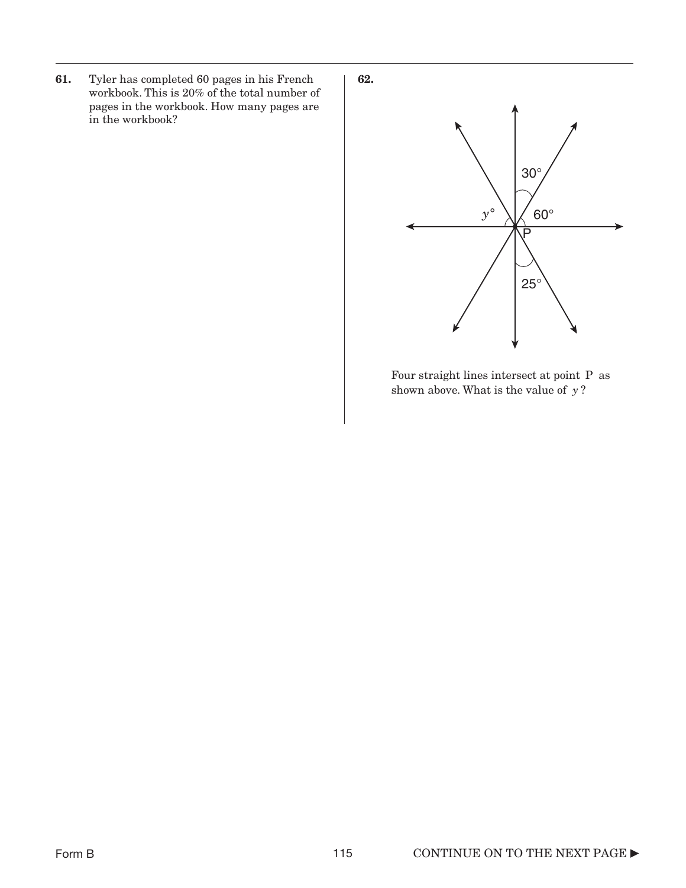**61.** Tyler has completed 60 pages in his French workbook. This is 20% of the total number of pages in the workbook. How many pages are in the workbook?

**62.**

Four straight lines intersect at point P as shown above. What is the value of $y$?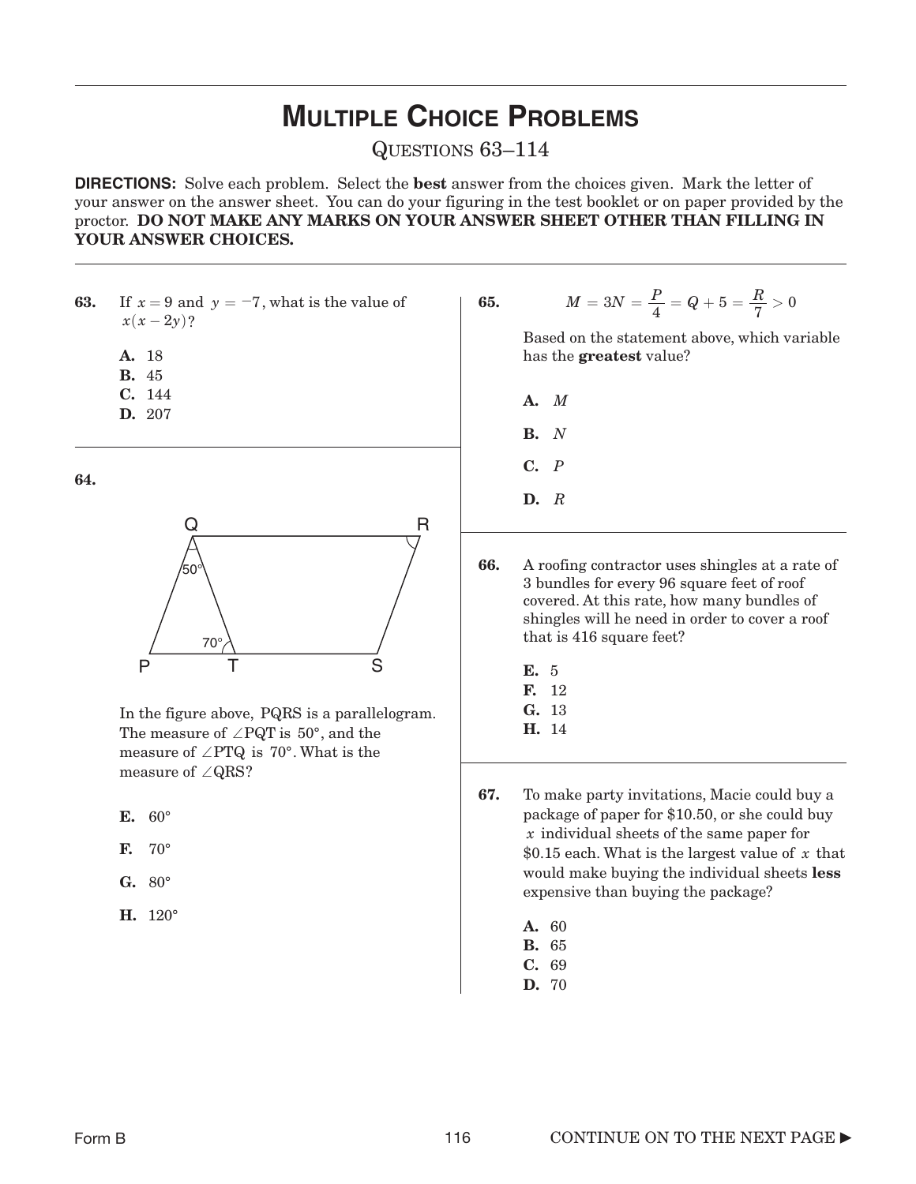# Multiple Choice Problems

Questions 63–114

**DIRECTIONS:** Solve each problem. Select the **best** answer from the choices given. Mark the letter of your answer on the answer sheet. You can do your figuring in the test booklet or on paper provided by the proctor. **DO NOT MAKE ANY MARKS ON YOUR ANSWER SHEET OTHER THAN FILLING IN YOUR ANSWER CHOICES.**

**63.** If $x = 9$ and $y = -7$, what is the value of $x(x - 2y)$?

**A.** 18
**B.** 45
**C.** 144
**D.** 207

**64.**

In the figure above, PQRS is a parallelogram. The measure of $\angle PQT$ is $50°$, and the measure of $\angle PTQ$ is $70°$. What is the measure of $\angle QRS$?

**E.** 60°

**F.** 70°

**G.** 80°

**H.** 120°

**65.**

$$M = 3N = \frac{P}{4} = Q + 5 = \frac{R}{7} > 0$$

Based on the statement above, which variable has the **greatest** value?

**A.** $M$

**B.** $N$

**C.** $P$

**D.** $R$

**66.** A roofing contractor uses shingles at a rate of 3 bundles for every 96 square feet of roof covered. At this rate, how many bundles of shingles will he need in order to cover a roof that is 416 square feet?

**E.** 5
**F.** 12
**G.** 13
**H.** 14

**67.** To make party invitations, Macie could buy a package of paper for \$10.50, or she could buy $x$ individual sheets of the same paper for \$0.15 each. What is the largest value of $x$ that would make buying the individual sheets **less** expensive than buying the package?

**A.** 60
**B.** 65
**C.** 69
**D.** 70

CONTINUE ON TO THE NEXT PAGE ►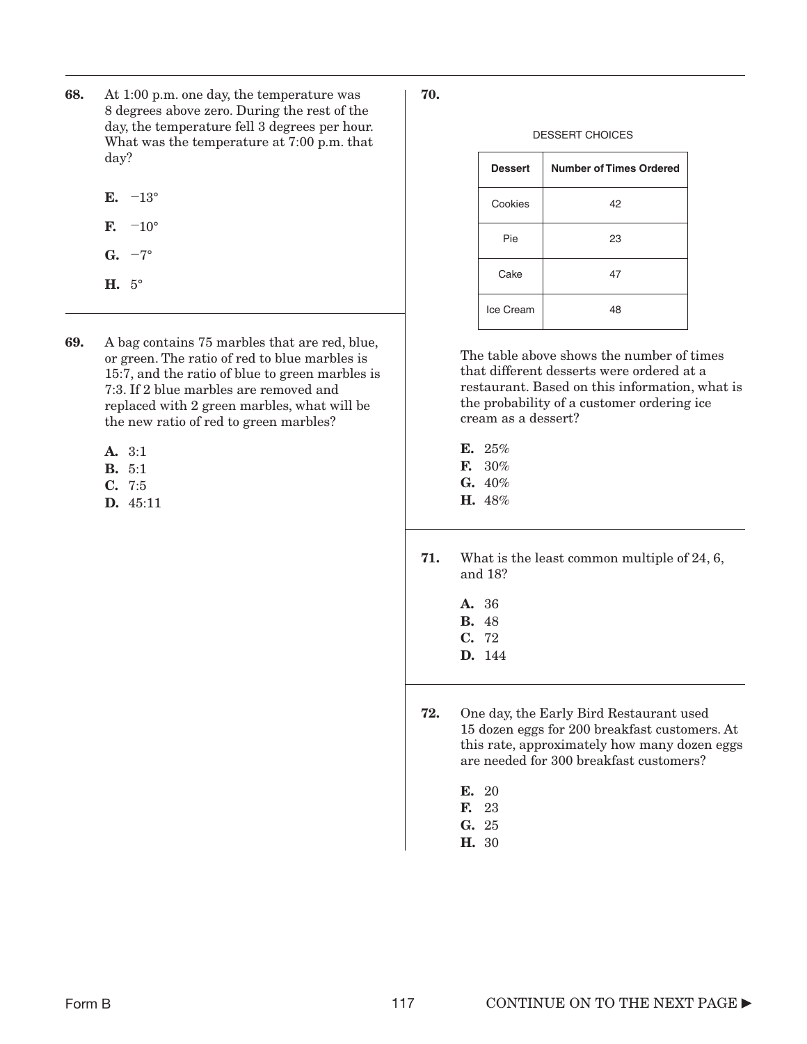**68.** At 1:00 p.m. one day, the temperature was 8 degrees above zero. During the rest of the day, the temperature fell 3 degrees per hour. What was the temperature at 7:00 p.m. that day?

- **E.** $-13°$
- **F.** $-10°$
- **G.** $-7°$
- **H.** $5°$

**69.** A bag contains 75 marbles that are red, blue, or green. The ratio of red to blue marbles is 15:7, and the ratio of blue to green marbles is 7:3. If 2 blue marbles are removed and replaced with 2 green marbles, what will be the new ratio of red to green marbles?

- **A.** 3:1
- **B.** 5:1
- **C.** 7:5
- **D.** 45:11

**70.**

DESSERT CHOICES

| Dessert | Number of Times Ordered |
|---|---|
| Cookies | 42 |
| Pie | 23 |
| Cake | 47 |
| Ice Cream | 48 |

The table above shows the number of times that different desserts were ordered at a restaurant. Based on this information, what is the probability of a customer ordering ice cream as a dessert?

- **E.** 25%
- **F.** 30%
- **G.** 40%
- **H.** 48%

**71.** What is the least common multiple of 24, 6, and 18?

- **A.** 36
- **B.** 48
- **C.** 72
- **D.** 144

**72.** One day, the Early Bird Restaurant used 15 dozen eggs for 200 breakfast customers. At this rate, approximately how many dozen eggs are needed for 300 breakfast customers?

- **E.** 20
- **F.** 23
- **G.** 25
- **H.** 30

CONTINUE ON TO THE NEXT PAGE ►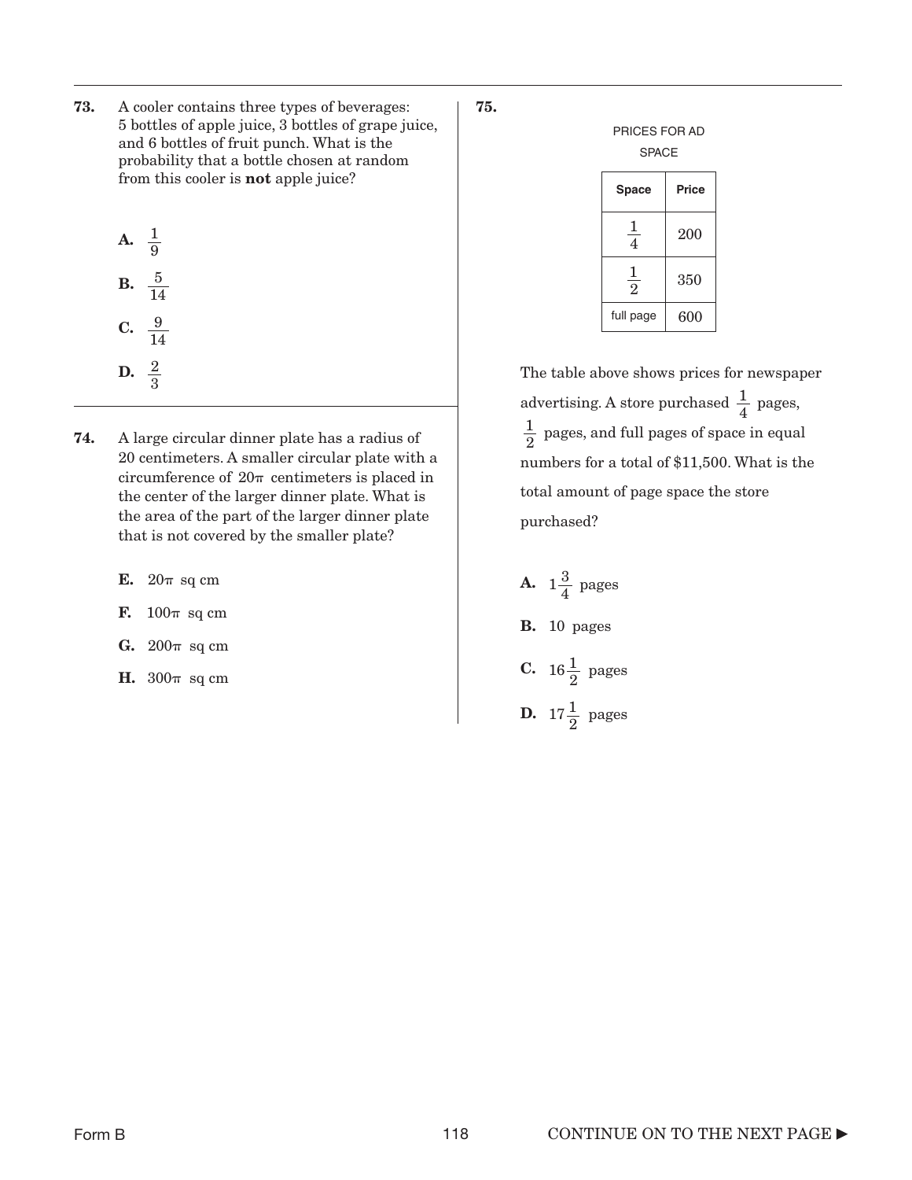**73.** A cooler contains three types of beverages: 5 bottles of apple juice, 3 bottles of grape juice, and 6 bottles of fruit punch. What is the probability that a bottle chosen at random from this cooler is **not** apple juice?

**A.** $\frac{1}{9}$

**B.** $\frac{5}{14}$

**C.** $\frac{9}{14}$

**D.** $\frac{2}{3}$

**74.** A large circular dinner plate has a radius of 20 centimeters. A smaller circular plate with a circumference of $20\pi$ centimeters is placed in the center of the larger dinner plate. What is the area of the part of the larger dinner plate that is not covered by the smaller plate?

**E.** $20\pi$ sq cm

**F.** $100\pi$ sq cm

**G.** $200\pi$ sq cm

**H.** $300\pi$ sq cm

**75.**

PRICES FOR AD SPACE

| Space | Price |
|---|---|
| $\frac{1}{4}$ | 200 |
| $\frac{1}{2}$ | 350 |
| full page | 600 |

The table above shows prices for newspaper advertising. A store purchased $\frac{1}{4}$ pages, $\frac{1}{2}$ pages, and full pages of space in equal numbers for a total of $11,500. What is the total amount of page space the store purchased?

**A.** $1\frac{3}{4}$ pages

**B.** 10 pages

**C.** $16\frac{1}{2}$ pages

**D.** $17\frac{1}{2}$ pages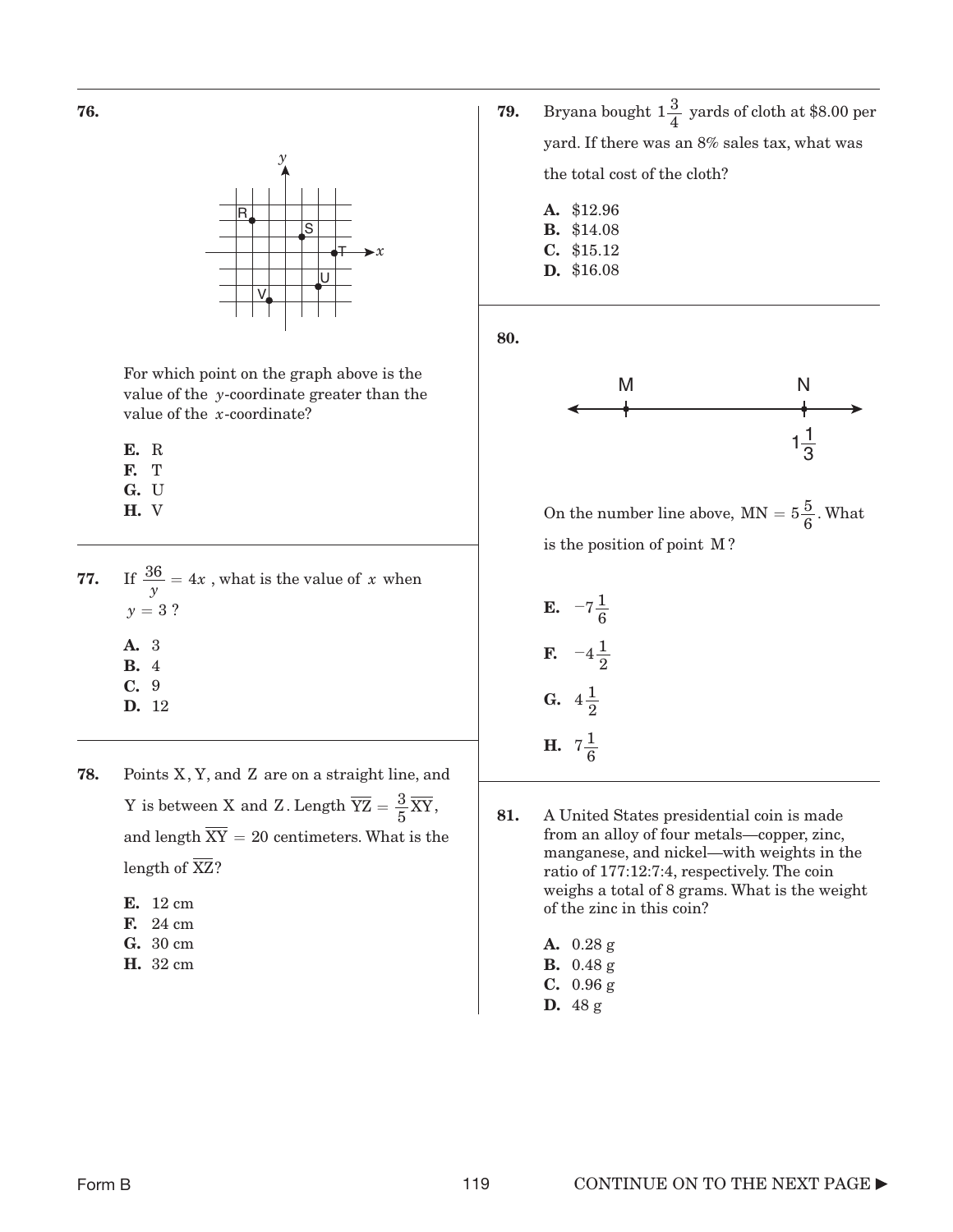**76.**

For which point on the graph above is the value of the $y$-coordinate greater than the value of the $x$-coordinate?

**E.** R
**F.** T
**G.** U
**H.** V

---

**77.** If $\frac{36}{y} = 4x$, what is the value of $x$ when $y = 3$?

**A.** 3
**B.** 4
**C.** 9
**D.** 12

---

**78.** Points X, Y, and Z are on a straight line, and Y is between X and Z. Length $\overline{YZ} = \frac{3}{5}\overline{XY}$, and length $\overline{XY} = 20$ centimeters. What is the length of $\overline{XZ}$?

**E.** 12 cm
**F.** 24 cm
**G.** 30 cm
**H.** 32 cm

---

**79.** Bryana bought $1\frac{3}{4}$ yards of cloth at $8.00 per yard. If there was an 8% sales tax, what was the total cost of the cloth?

**A.** $12.96
**B.** $14.08
**C.** $15.12
**D.** $16.08

---

**80.**

On the number line above, $MN = 5\frac{5}{6}$. What is the position of point M?

**E.** $-7\frac{1}{6}$
**F.** $-4\frac{1}{2}$
**G.** $4\frac{1}{2}$
**H.** $7\frac{1}{6}$

---

**81.** A United States presidential coin is made from an alloy of four metals—copper, zinc, manganese, and nickel—with weights in the ratio of 177:12:7:4, respectively. The coin weighs a total of 8 grams. What is the weight of the zinc in this coin?

**A.** 0.28 g
**B.** 0.48 g
**C.** 0.96 g
**D.** 48 g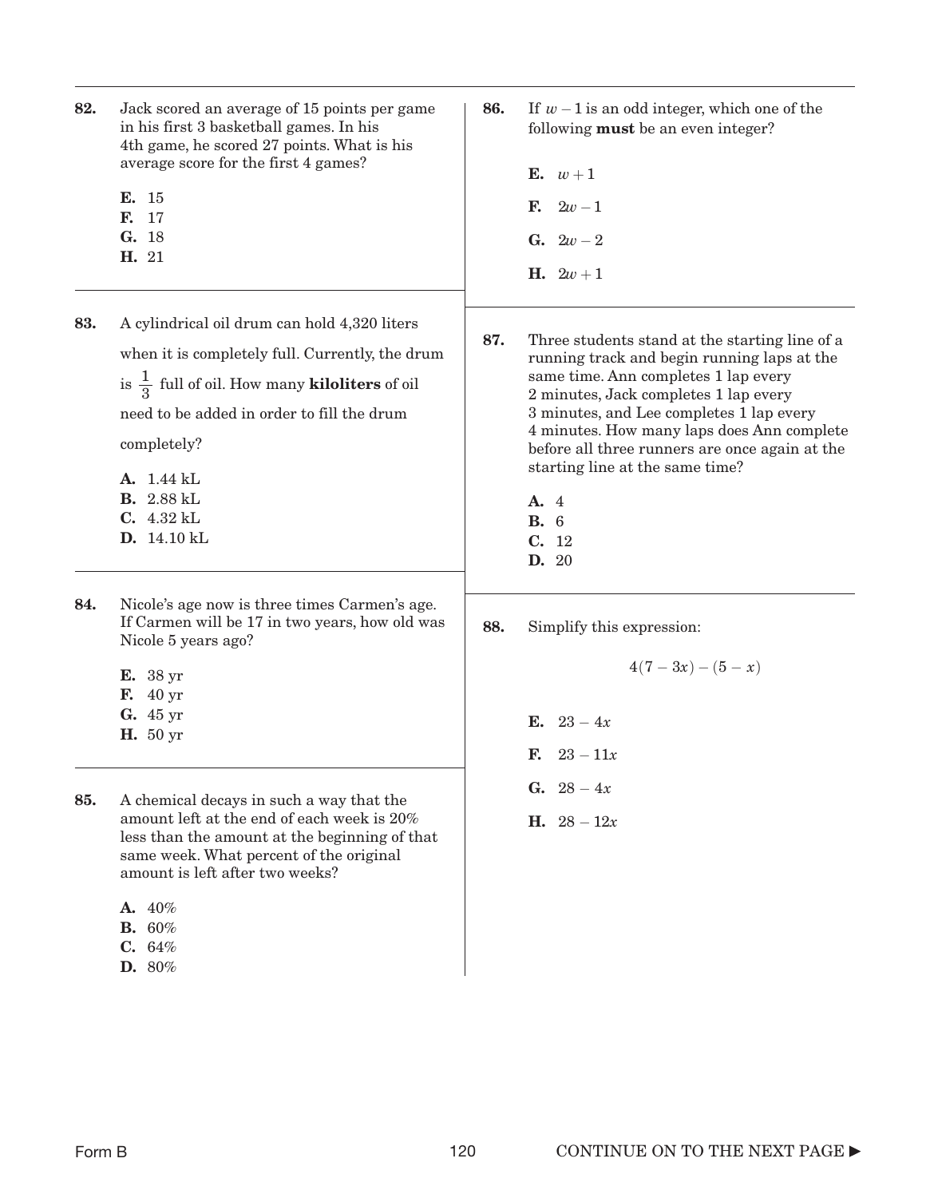**82.** Jack scored an average of 15 points per game in his first 3 basketball games. In his 4th game, he scored 27 points. What is his average score for the first 4 games?

**E.** 15
**F.** 17
**G.** 18
**H.** 21

**83.** A cylindrical oil drum can hold 4,320 liters when it is completely full. Currently, the drum is $\frac{1}{3}$ full of oil. How many **kiloliters** of oil need to be added in order to fill the drum completely?

**A.** 1.44 kL
**B.** 2.88 kL
**C.** 4.32 kL
**D.** 14.10 kL

**84.** Nicole's age now is three times Carmen's age. If Carmen will be 17 in two years, how old was Nicole 5 years ago?

**E.** 38 yr
**F.** 40 yr
**G.** 45 yr
**H.** 50 yr

**85.** A chemical decays in such a way that the amount left at the end of each week is 20% less than the amount at the beginning of that same week. What percent of the original amount is left after two weeks?

**A.** 40%
**B.** 60%
**C.** 64%
**D.** 80%

**86.** If $w - 1$ is an odd integer, which one of the following **must** be an even integer?

**E.** $w + 1$

**F.** $2w - 1$

**G.** $2w - 2$

**H.** $2w + 1$

**87.** Three students stand at the starting line of a running track and begin running laps at the same time. Ann completes 1 lap every 2 minutes, Jack completes 1 lap every 3 minutes, and Lee completes 1 lap every 4 minutes. How many laps does Ann complete before all three runners are once again at the starting line at the same time?

**A.** 4
**B.** 6
**C.** 12
**D.** 20

**88.** Simplify this expression:

$$4(7 - 3x) - (5 - x)$$

**E.** $23 - 4x$

**F.** $23 - 11x$

**G.** $28 - 4x$

**H.** $28 - 12x$

CONTINUE ON TO THE NEXT PAGE ►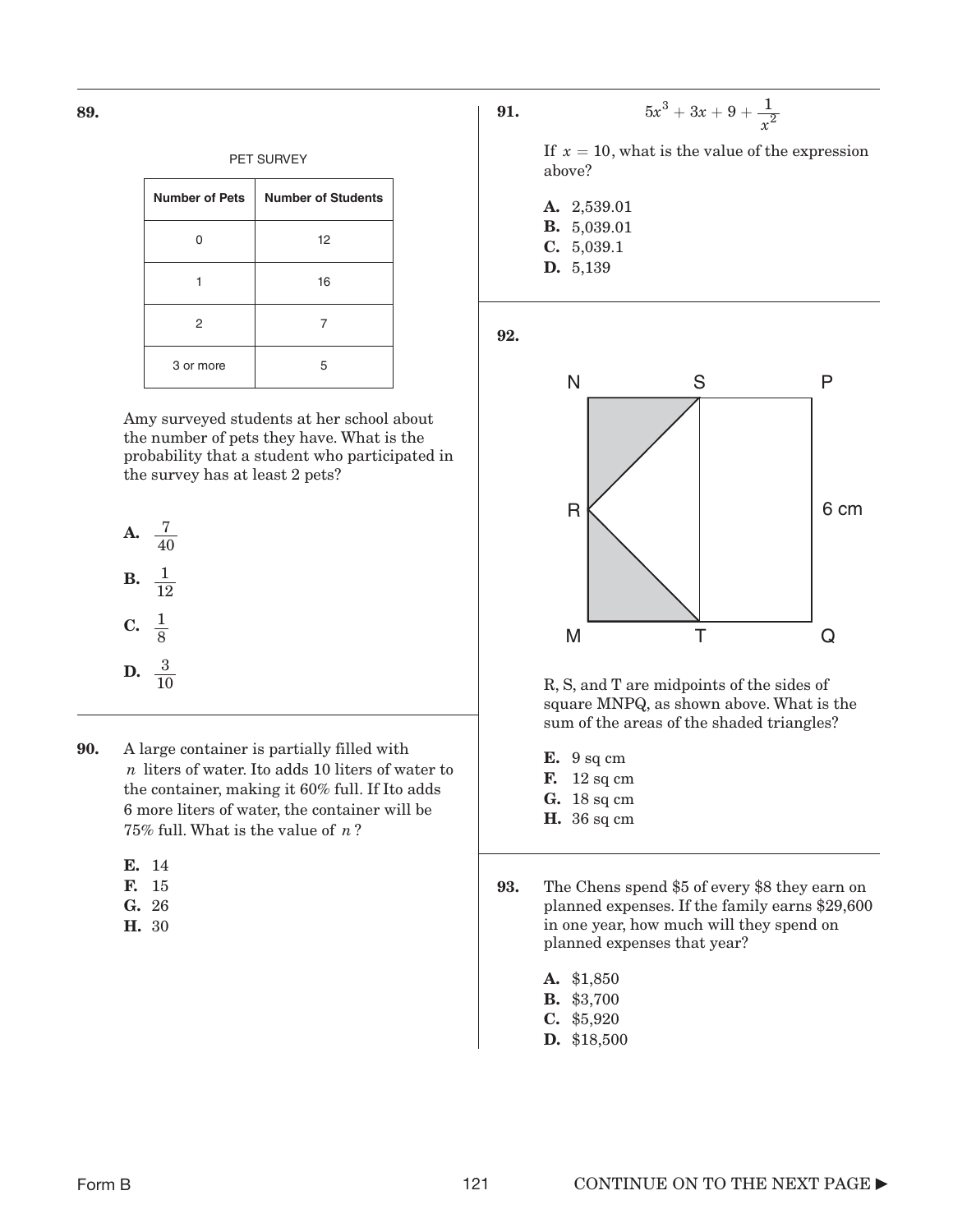**89.**

PET SURVEY

| Number of Pets | Number of Students |
| --- | --- |
| 0 | 12 |
| 1 | 16 |
| 2 | 7 |
| 3 or more | 5 |

Amy surveyed students at her school about the number of pets they have. What is the probability that a student who participated in the survey has at least 2 pets?

**A.** $\frac{7}{40}$
**B.** $\frac{1}{12}$
**C.** $\frac{1}{8}$
**D.** $\frac{3}{10}$

**90.** A large container is partially filled with $n$ liters of water. Ito adds 10 liters of water to the container, making it 60% full. If Ito adds 6 more liters of water, the container will be 75% full. What is the value of $n$?

**E.** 14
**F.** 15
**G.** 26
**H.** 30

**91.**

$$5x^3 + 3x + 9 + \frac{1}{x^2}$$

If $x = 10$, what is the value of the expression above?

**A.** 2,539.01
**B.** 5,039.01
**C.** 5,039.1
**D.** 5,139

**92.**

N S P

R 6 cm

M T Q

R, S, and T are midpoints of the sides of square MNPQ, as shown above. What is the sum of the areas of the shaded triangles?

**E.** 9 sq cm
**F.** 12 sq cm
**G.** 18 sq cm
**H.** 36 sq cm

**93.** The Chens spend \$5 of every \$8 they earn on planned expenses. If the family earns \$29,600 in one year, how much will they spend on planned expenses that year?

**A.** \$1,850
**B.** \$3,700
**C.** \$5,920
**D.** \$18,500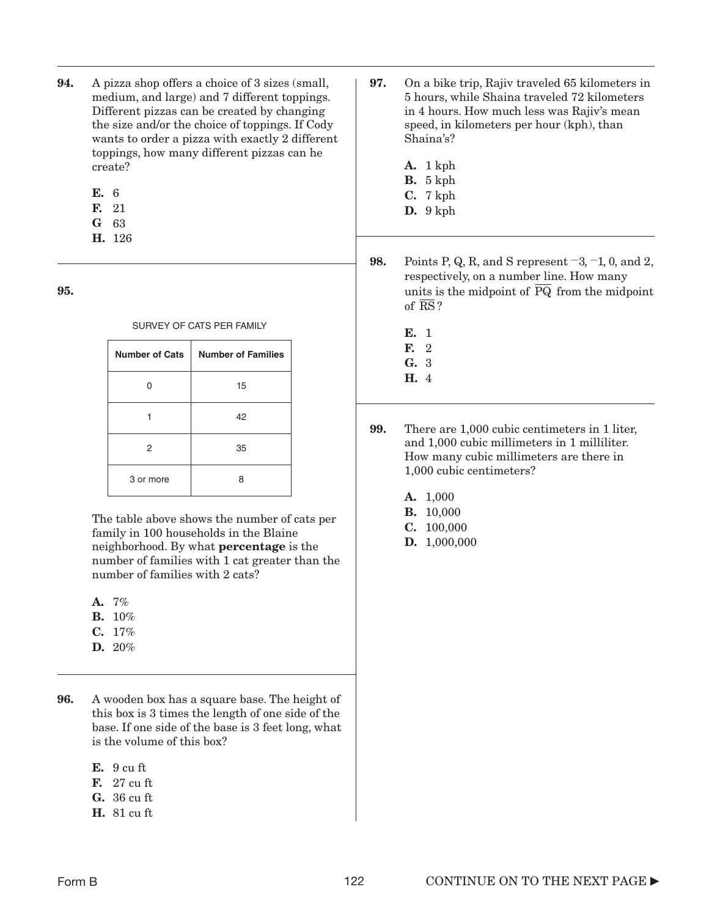**94.** A pizza shop offers a choice of 3 sizes (small, medium, and large) and 7 different toppings. Different pizzas can be created by changing the size and/or the choice of toppings. If Cody wants to order a pizza with exactly 2 different toppings, how many different pizzas can he create?

**E.** 6
**F.** 21
**G** 63
**H.** 126

---

**95.**

SURVEY OF CATS PER FAMILY

| Number of Cats | Number of Families |
|---|---|
| 0 | 15 |
| 1 | 42 |
| 2 | 35 |
| 3 or more | 8 |

The table above shows the number of cats per family in 100 households in the Blaine neighborhood. By what **percentage** is the number of families with 1 cat greater than the number of families with 2 cats?

**A.** 7%
**B.** 10%
**C.** 17%
**D.** 20%

---

**96.** A wooden box has a square base. The height of this box is 3 times the length of one side of the base. If one side of the base is 3 feet long, what is the volume of this box?

**E.** 9 cu ft
**F.** 27 cu ft
**G.** 36 cu ft
**H.** 81 cu ft

---

**97.** On a bike trip, Rajiv traveled 65 kilometers in 5 hours, while Shaina traveled 72 kilometers in 4 hours. How much less was Rajiv's mean speed, in kilometers per hour (kph), than Shaina's?

**A.** 1 kph
**B.** 5 kph
**C.** 7 kph
**D.** 9 kph

---

**98.** Points P, Q, R, and S represent $^{-}3$, $^{-}1$, 0, and 2, respectively, on a number line. How many units is the midpoint of $\overline{PQ}$ from the midpoint of $\overline{RS}$?

**E.** 1
**F.** 2
**G.** 3
**H.** 4

---

**99.** There are 1,000 cubic centimeters in 1 liter, and 1,000 cubic millimeters in 1 milliliter. How many cubic millimeters are there in 1,000 cubic centimeters?

**A.** 1,000
**B.** 10,000
**C.** 100,000
**D.** 1,000,000

CONTINUE ON TO THE NEXT PAGE ►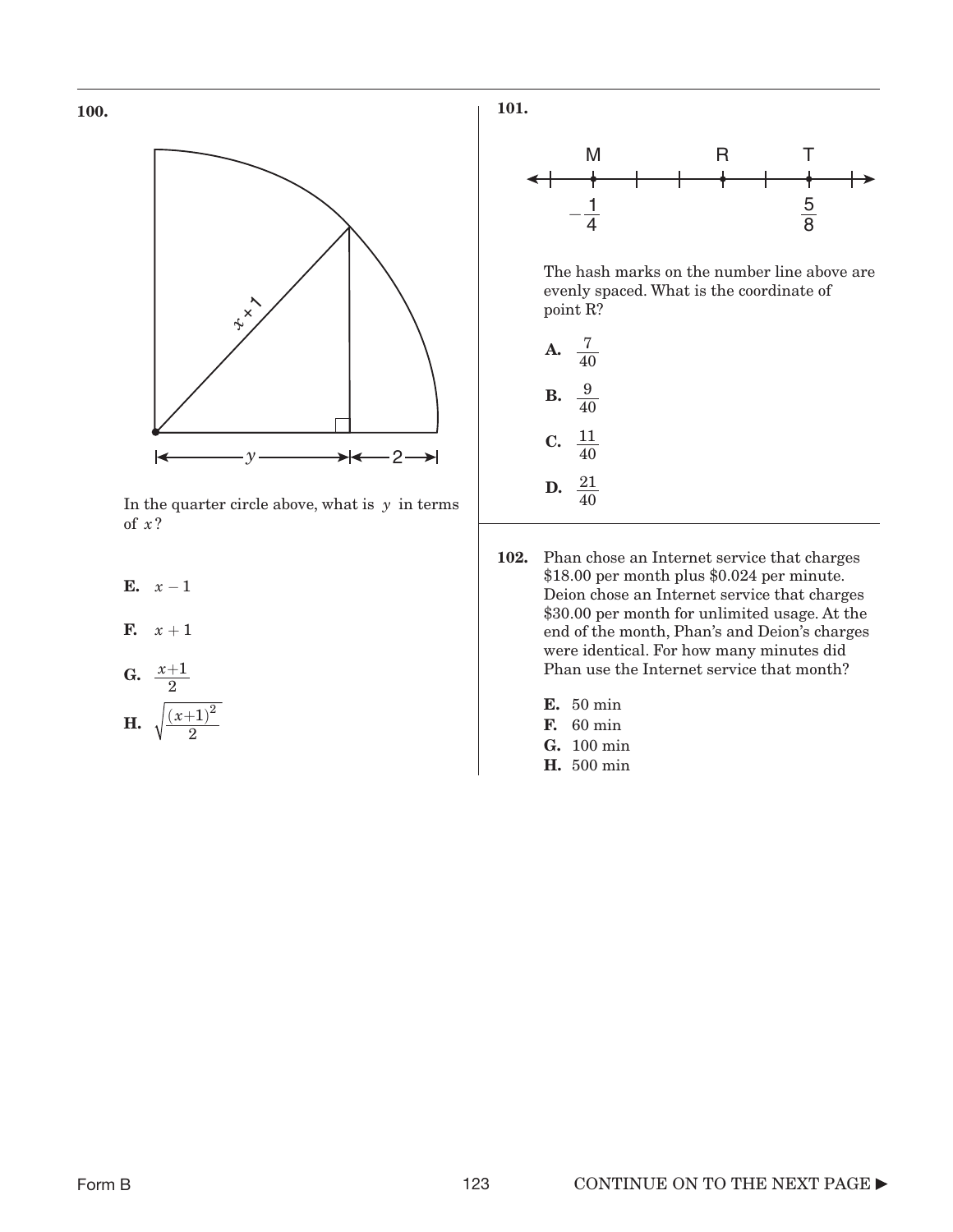**100.**

In the quarter circle above, what is $y$ in terms of $x$?

**E.** $x - 1$

**F.** $x + 1$

**G.** $\frac{x+1}{2}$

**H.** $\sqrt{\frac{(x+1)^2}{2}}$

**101.**

The hash marks on the number line above are evenly spaced. What is the coordinate of point R?

**A.** $\frac{7}{40}$

**B.** $\frac{9}{40}$

**C.** $\frac{11}{40}$

**D.** $\frac{21}{40}$

**102.** Phan chose an Internet service that charges \$18.00 per month plus \$0.024 per minute. Deion chose an Internet service that charges \$30.00 per month for unlimited usage. At the end of the month, Phan's and Deion's charges were identical. For how many minutes did Phan use the Internet service that month?

**E.** 50 min
**F.** 60 min
**G.** 100 min
**H.** 500 min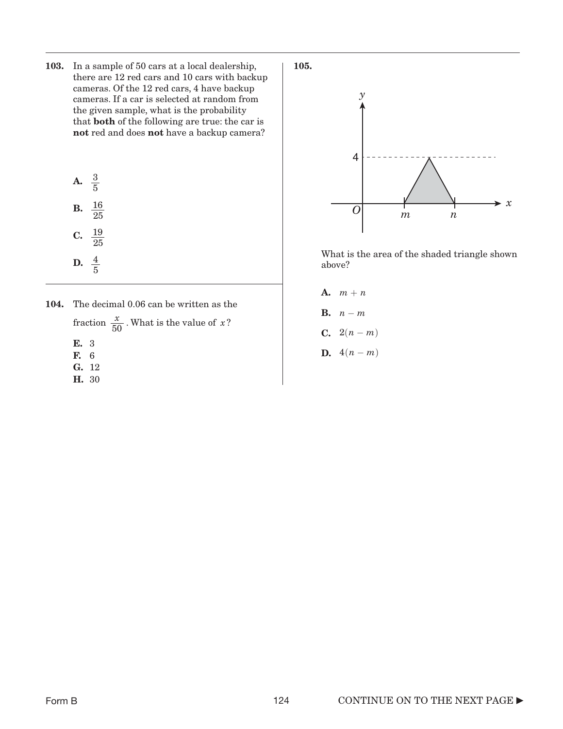**103.** In a sample of 50 cars at a local dealership, there are 12 red cars and 10 cars with backup cameras. Of the 12 red cars, 4 have backup cameras. If a car is selected at random from the given sample, what is the probability that **both** of the following are true: the car is **not** red and does **not** have a backup camera?

**A.** $\frac{3}{5}$

**B.** $\frac{16}{25}$

**C.** $\frac{19}{25}$

**D.** $\frac{4}{5}$

**104.** The decimal 0.06 can be written as the fraction $\frac{x}{50}$. What is the value of $x$?

**E.** 3
**F.** 6
**G.** 12
**H.** 30

**105.**

What is the area of the shaded triangle shown above?

**A.** $m + n$

**B.** $n - m$

**C.** $2(n - m)$

**D.** $4(n - m)$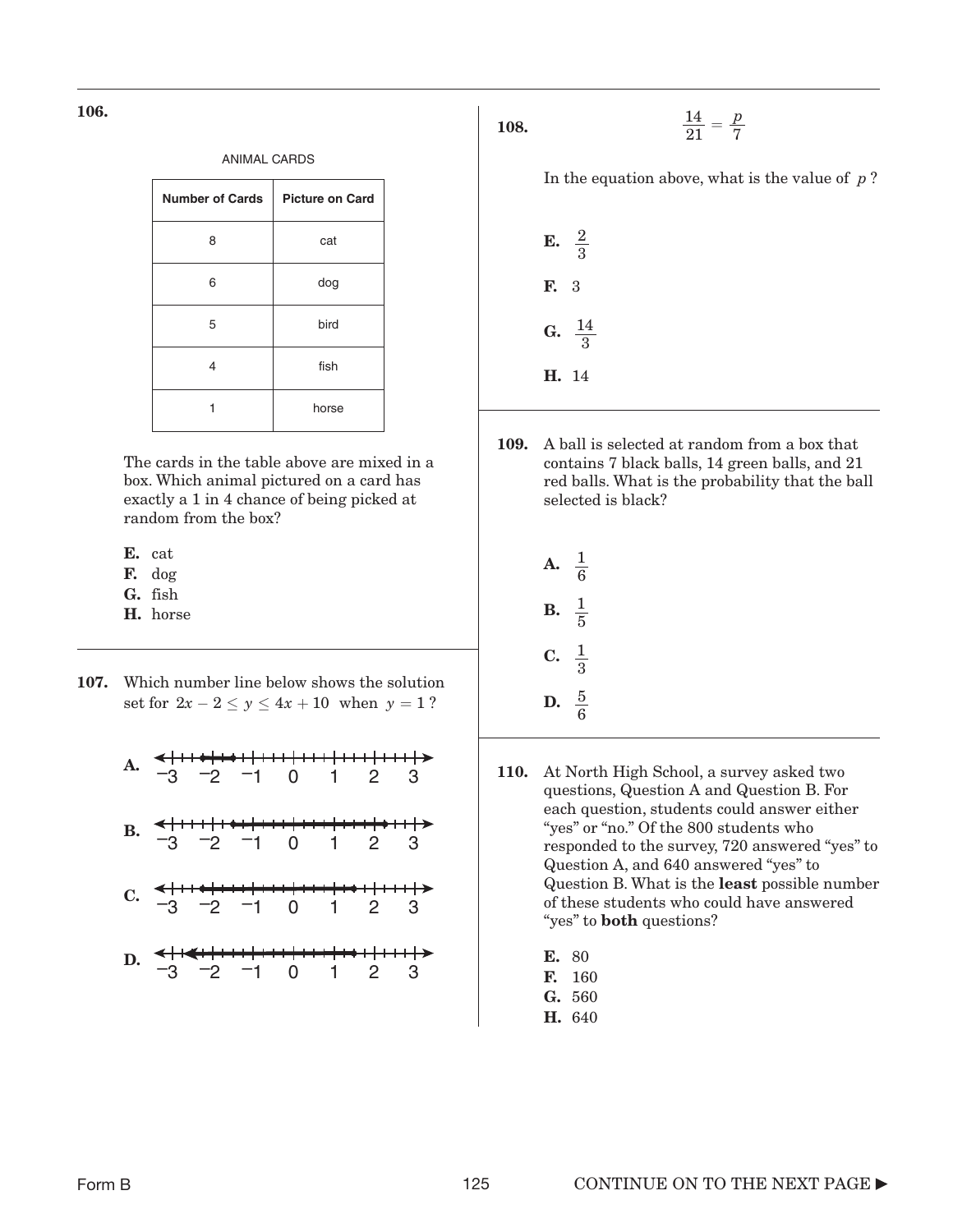**106.**

ANIMAL CARDS

| Number of Cards | Picture on Card |
|---|---|
| 8 | cat |
| 6 | dog |
| 5 | bird |
| 4 | fish |
| 1 | horse |

The cards in the table above are mixed in a box. Which animal pictured on a card has exactly a 1 in 4 chance of being picked at random from the box?

**E.** cat
**F.** dog
**G.** fish
**H.** horse

**107.** Which number line below shows the solution set for $2x - 2 \leq y \leq 4x + 10$ when $y = 1$?

**A.** (number line from −3 to 3)

**B.** (number line from −3 to 3)

**C.** (number line from −3 to 3)

**D.** (number line from −3 to 3)

**108.**

$$\frac{14}{21} = \frac{p}{7}$$

In the equation above, what is the value of $p$?

**E.** $\frac{2}{3}$

**F.** 3

**G.** $\frac{14}{3}$

**H.** 14

**109.** A ball is selected at random from a box that contains 7 black balls, 14 green balls, and 21 red balls. What is the probability that the ball selected is black?

**A.** $\frac{1}{6}$

**B.** $\frac{1}{5}$

**C.** $\frac{1}{3}$

**D.** $\frac{5}{6}$

**110.** At North High School, a survey asked two questions, Question A and Question B. For each question, students could answer either "yes" or "no." Of the 800 students who responded to the survey, 720 answered "yes" to Question A, and 640 answered "yes" to Question B. What is the **least** possible number of these students who could have answered "yes" to **both** questions?

**E.** 80
**F.** 160
**G.** 560
**H.** 640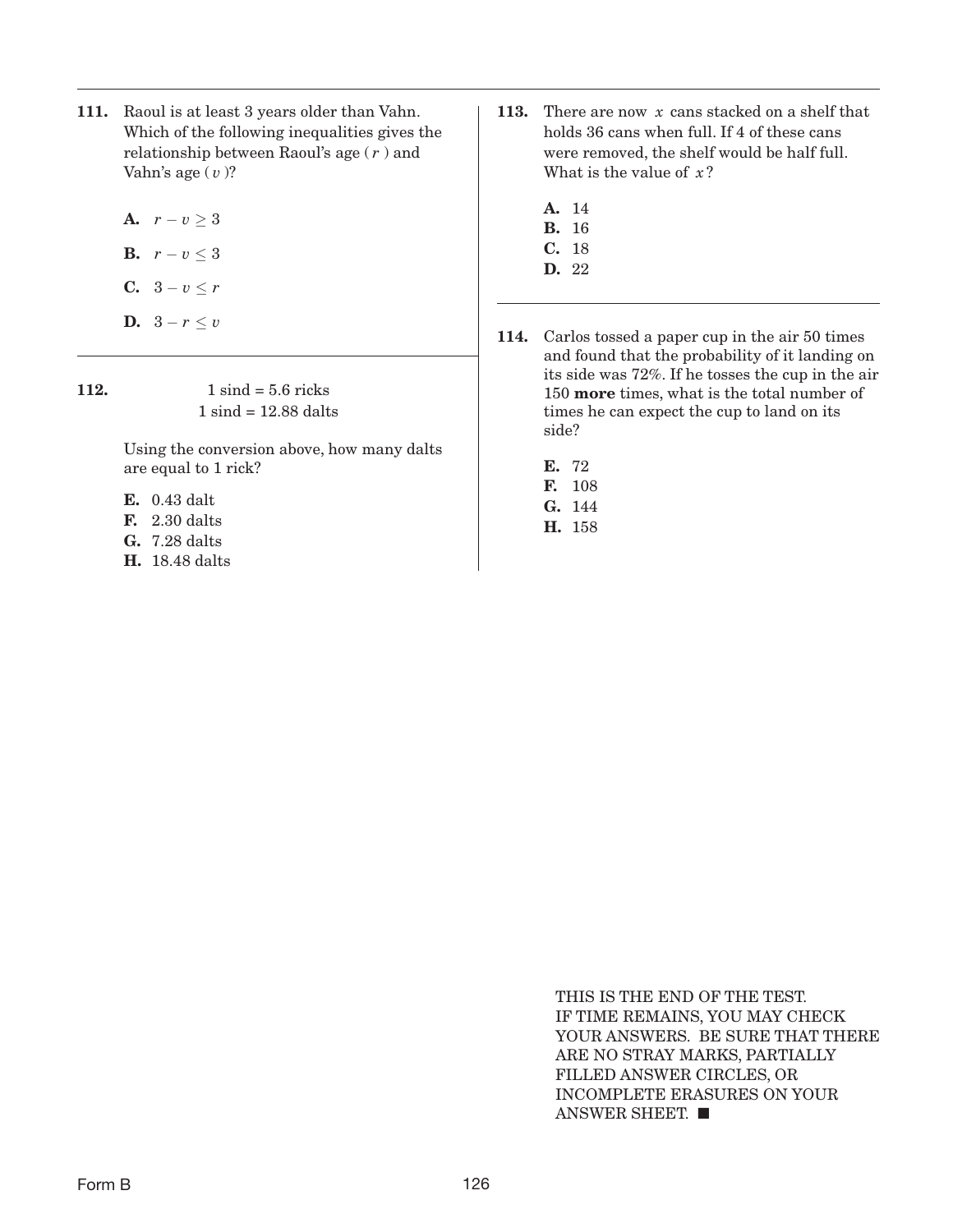**111.** Raoul is at least 3 years older than Vahn. Which of the following inequalities gives the relationship between Raoul's age ( $r$ ) and Vahn's age ( $v$ )?

**A.** $r - v \geq 3$

**B.** $r - v \leq 3$

**C.** $3 - v \leq r$

**D.** $3 - r \leq v$

**112.**

1 sind = 5.6 ricks
1 sind = 12.88 dalts

Using the conversion above, how many dalts are equal to 1 rick?

**E.** 0.43 dalt
**F.** 2.30 dalts
**G.** 7.28 dalts
**H.** 18.48 dalts

**113.** There are now $x$ cans stacked on a shelf that holds 36 cans when full. If 4 of these cans were removed, the shelf would be half full. What is the value of $x$?

**A.** 14
**B.** 16
**C.** 18
**D.** 22

**114.** Carlos tossed a paper cup in the air 50 times and found that the probability of it landing on its side was 72%. If he tosses the cup in the air 150 **more** times, what is the total number of times he can expect the cup to land on its side?

**E.** 72
**F.** 108
**G.** 144
**H.** 158

THIS IS THE END OF THE TEST. IF TIME REMAINS, YOU MAY CHECK YOUR ANSWERS. BE SURE THAT THERE ARE NO STRAY MARKS, PARTIALLY FILLED ANSWER CIRCLES, OR INCOMPLETE ERASURES ON YOUR ANSWER SHEET. ■